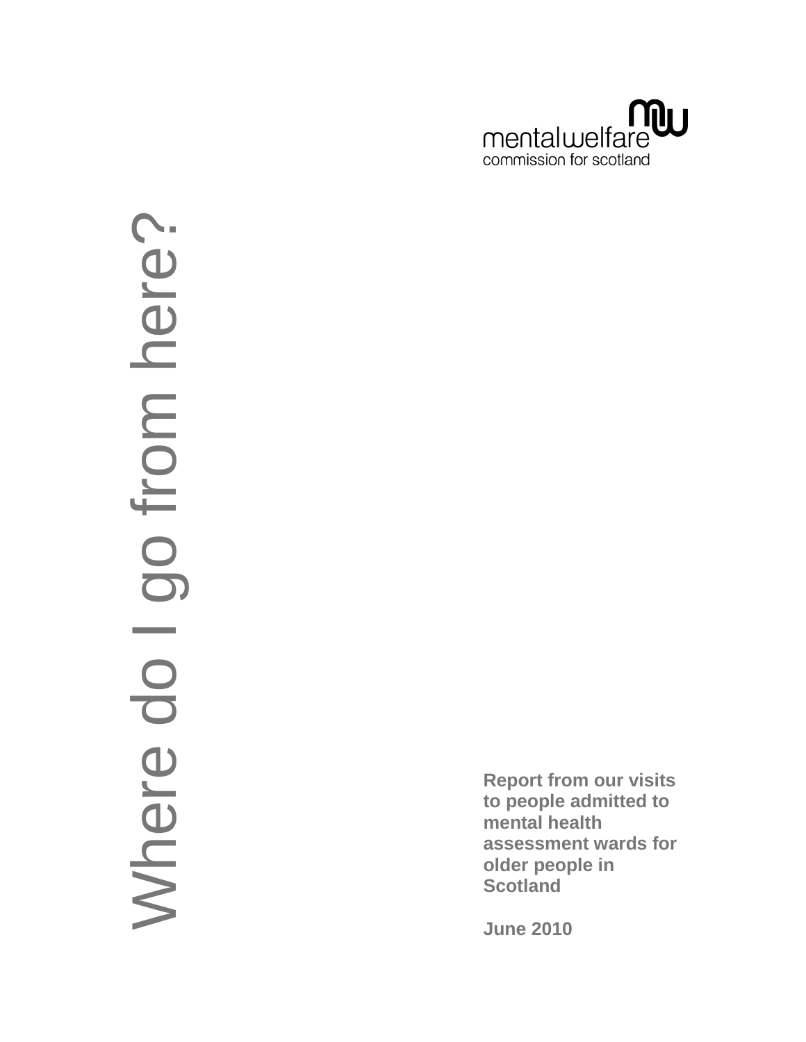mentalwelfare commission for scotland

# Where do I go from here?

**Report from our visits to people admitted to mental health assessment wards for older people in Scotland**

**June 2010**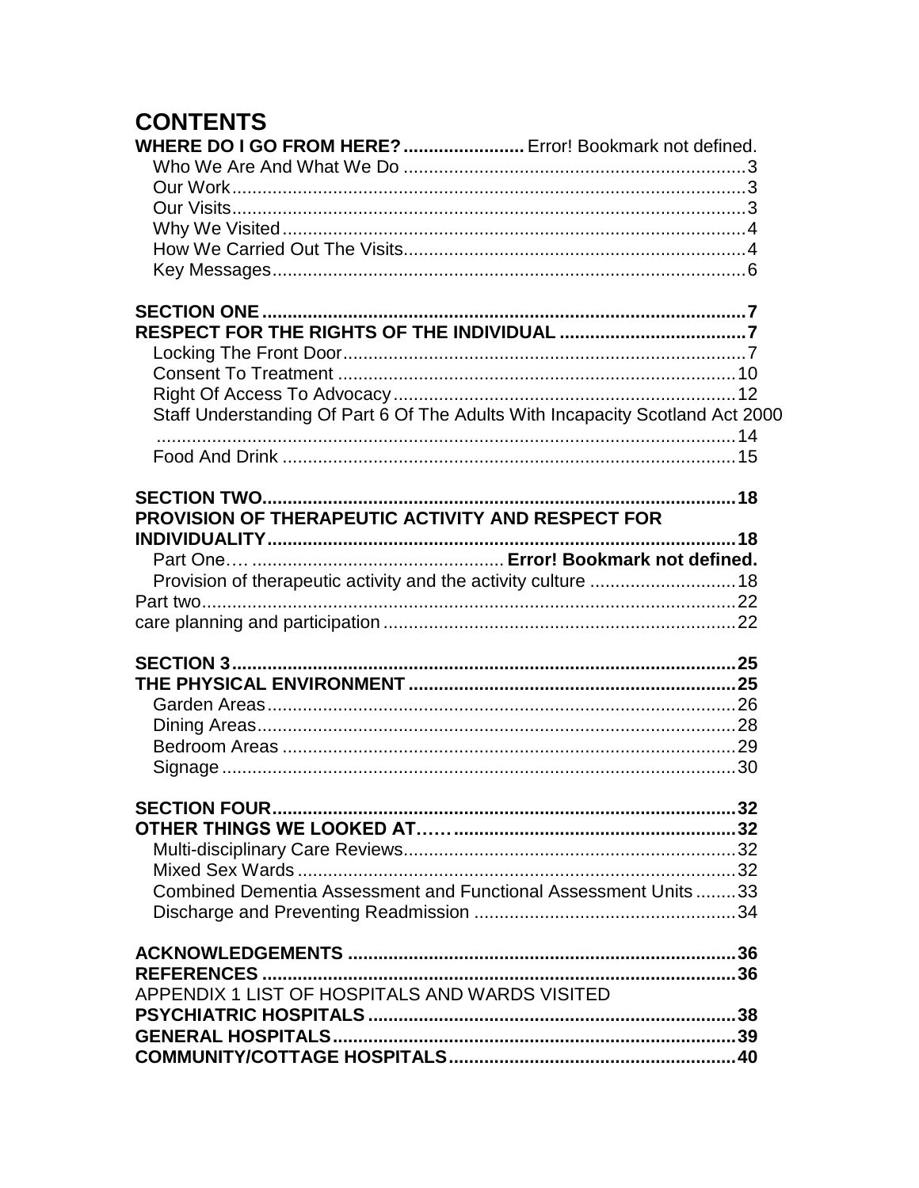# CONTENTS

**WHERE DO I GO FROM HERE?** ........................ Error! Bookmark not defined.

- Who We Are And What We Do ........ 3
- Our Work ........ 3
- Our Visits ........ 3
- Why We Visited ........ 4
- How We Carried Out The Visits ........ 4
- Key Messages ........ 6

**SECTION ONE** ........ **7**

**RESPECT FOR THE RIGHTS OF THE INDIVIDUAL** ........ **7**

- Locking The Front Door ........ 7
- Consent To Treatment ........ 10
- Right Of Access To Advocacy ........ 12
- Staff Understanding Of Part 6 Of The Adults With Incapacity Scotland Act 2000 ........ 14
- Food And Drink ........ 15

**SECTION TWO** ........ **18**

**PROVISION OF THERAPEUTIC ACTIVITY AND RESPECT FOR INDIVIDUALITY** ........ **18**

- Part One…. ........ **Error! Bookmark not defined.**
- Provision of therapeutic activity and the activity culture ........ 18

Part two ........ 22

care planning and participation ........ 22

**SECTION 3** ........ **25**

**THE PHYSICAL ENVIRONMENT** ........ **25**

- Garden Areas ........ 26
- Dining Areas ........ 28
- Bedroom Areas ........ 29
- Signage ........ 30

**SECTION FOUR** ........ **32**

**OTHER THINGS WE LOOKED AT……** ........ **32**

- Multi-disciplinary Care Reviews ........ 32
- Mixed Sex Wards ........ 32
- Combined Dementia Assessment and Functional Assessment Units ........ 33
- Discharge and Preventing Readmission ........ 34

**ACKNOWLEDGEMENTS** ........ **36**

**REFERENCES** ........ **36**

APPENDIX 1 LIST OF HOSPITALS AND WARDS VISITED

**PSYCHIATRIC HOSPITALS** ........ **38**

**GENERAL HOSPITALS** ........ **39**

**COMMUNITY/COTTAGE HOSPITALS** ........ **40**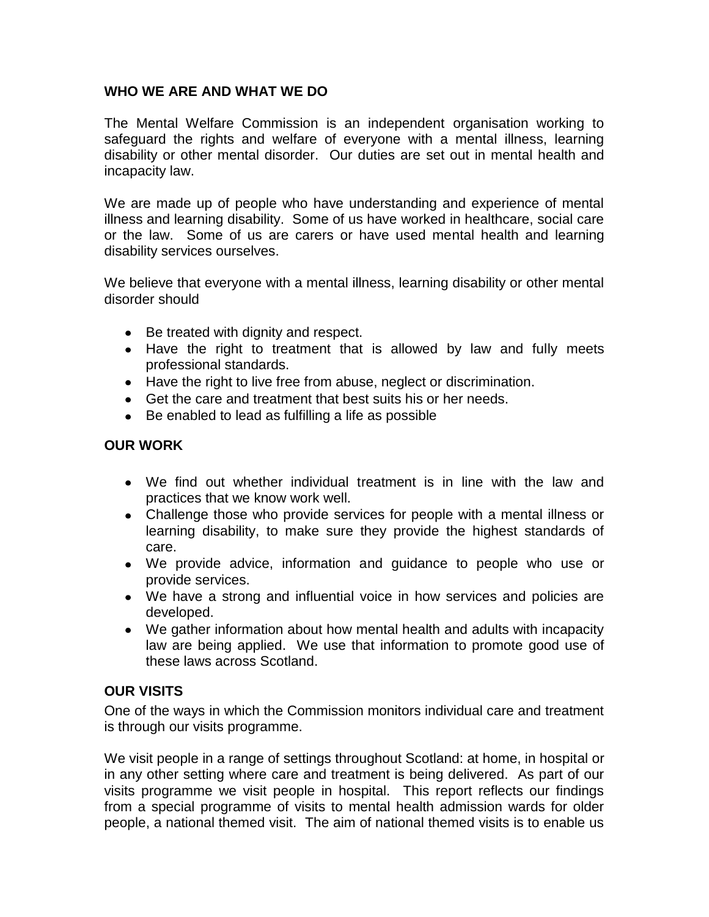## WHO WE ARE AND WHAT WE DO

The Mental Welfare Commission is an independent organisation working to safeguard the rights and welfare of everyone with a mental illness, learning disability or other mental disorder. Our duties are set out in mental health and incapacity law.

We are made up of people who have understanding and experience of mental illness and learning disability. Some of us have worked in healthcare, social care or the law. Some of us are carers or have used mental health and learning disability services ourselves.

We believe that everyone with a mental illness, learning disability or other mental disorder should

- Be treated with dignity and respect.
- Have the right to treatment that is allowed by law and fully meets professional standards.
- Have the right to live free from abuse, neglect or discrimination.
- Get the care and treatment that best suits his or her needs.
- Be enabled to lead as fulfilling a life as possible

## OUR WORK

- We find out whether individual treatment is in line with the law and practices that we know work well.
- Challenge those who provide services for people with a mental illness or learning disability, to make sure they provide the highest standards of care.
- We provide advice, information and guidance to people who use or provide services.
- We have a strong and influential voice in how services and policies are developed.
- We gather information about how mental health and adults with incapacity law are being applied. We use that information to promote good use of these laws across Scotland.

## OUR VISITS

One of the ways in which the Commission monitors individual care and treatment is through our visits programme.

We visit people in a range of settings throughout Scotland: at home, in hospital or in any other setting where care and treatment is being delivered. As part of our visits programme we visit people in hospital. This report reflects our findings from a special programme of visits to mental health admission wards for older people, a national themed visit. The aim of national themed visits is to enable us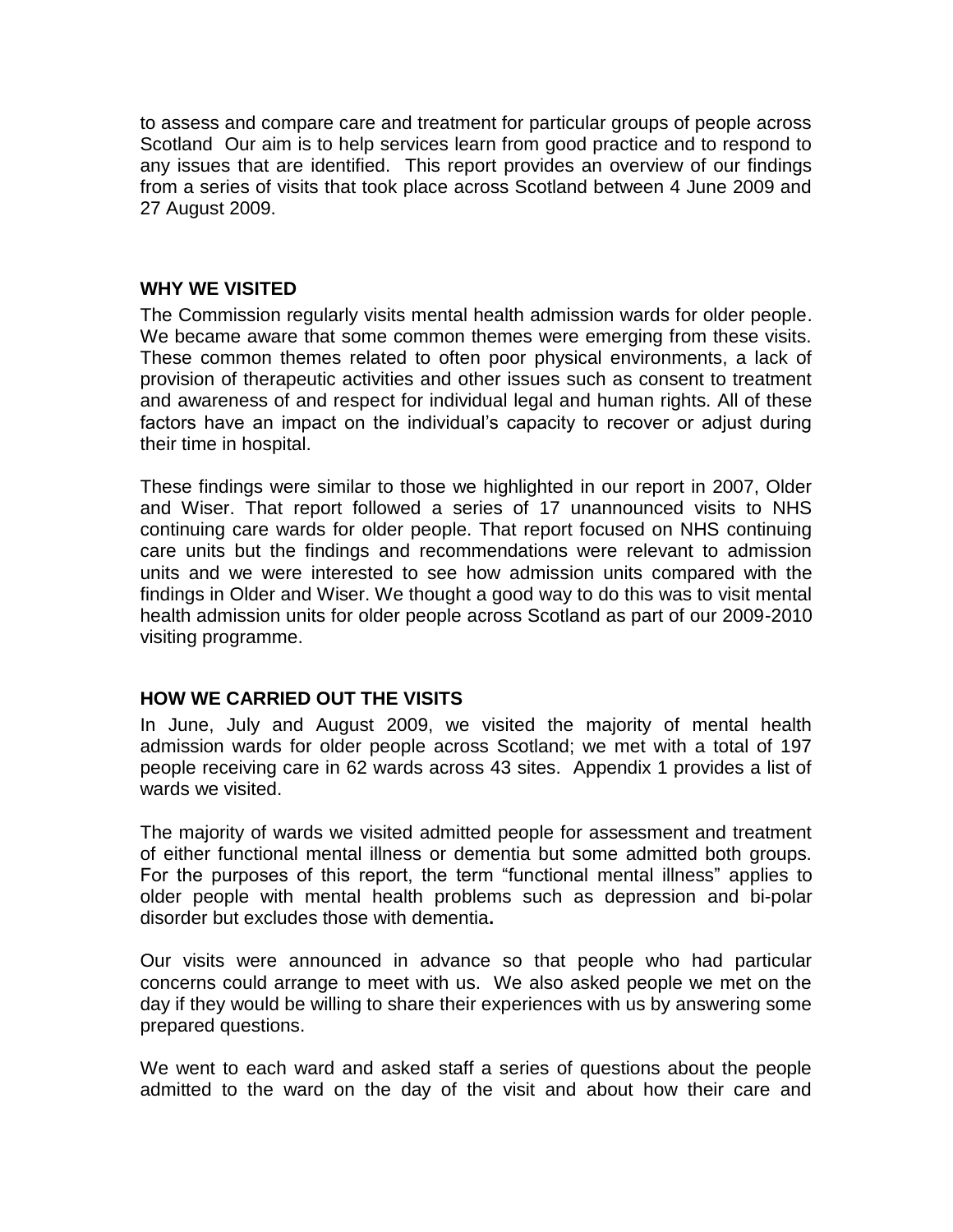to assess and compare care and treatment for particular groups of people across Scotland Our aim is to help services learn from good practice and to respond to any issues that are identified. This report provides an overview of our findings from a series of visits that took place across Scotland between 4 June 2009 and 27 August 2009.

## WHY WE VISITED

The Commission regularly visits mental health admission wards for older people. We became aware that some common themes were emerging from these visits. These common themes related to often poor physical environments, a lack of provision of therapeutic activities and other issues such as consent to treatment and awareness of and respect for individual legal and human rights. All of these factors have an impact on the individual's capacity to recover or adjust during their time in hospital.

These findings were similar to those we highlighted in our report in 2007, Older and Wiser. That report followed a series of 17 unannounced visits to NHS continuing care wards for older people. That report focused on NHS continuing care units but the findings and recommendations were relevant to admission units and we were interested to see how admission units compared with the findings in Older and Wiser. We thought a good way to do this was to visit mental health admission units for older people across Scotland as part of our 2009-2010 visiting programme.

## HOW WE CARRIED OUT THE VISITS

In June, July and August 2009, we visited the majority of mental health admission wards for older people across Scotland; we met with a total of 197 people receiving care in 62 wards across 43 sites. Appendix 1 provides a list of wards we visited.

The majority of wards we visited admitted people for assessment and treatment of either functional mental illness or dementia but some admitted both groups. For the purposes of this report, the term "functional mental illness" applies to older people with mental health problems such as depression and bi-polar disorder but excludes those with dementia**.**

Our visits were announced in advance so that people who had particular concerns could arrange to meet with us. We also asked people we met on the day if they would be willing to share their experiences with us by answering some prepared questions.

We went to each ward and asked staff a series of questions about the people admitted to the ward on the day of the visit and about how their care and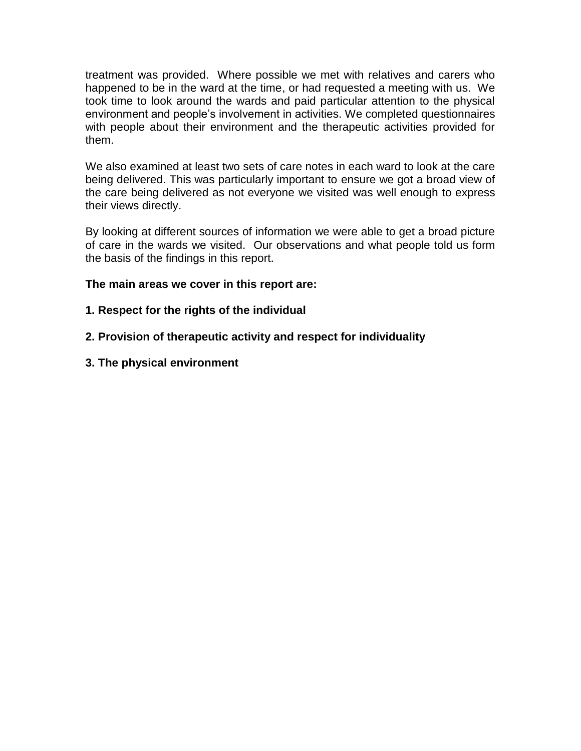treatment was provided. Where possible we met with relatives and carers who happened to be in the ward at the time, or had requested a meeting with us. We took time to look around the wards and paid particular attention to the physical environment and people's involvement in activities. We completed questionnaires with people about their environment and the therapeutic activities provided for them.

We also examined at least two sets of care notes in each ward to look at the care being delivered. This was particularly important to ensure we got a broad view of the care being delivered as not everyone we visited was well enough to express their views directly.

By looking at different sources of information we were able to get a broad picture of care in the wards we visited. Our observations and what people told us form the basis of the findings in this report.

**The main areas we cover in this report are:**

**1. Respect for the rights of the individual**

**2. Provision of therapeutic activity and respect for individuality**

**3. The physical environment**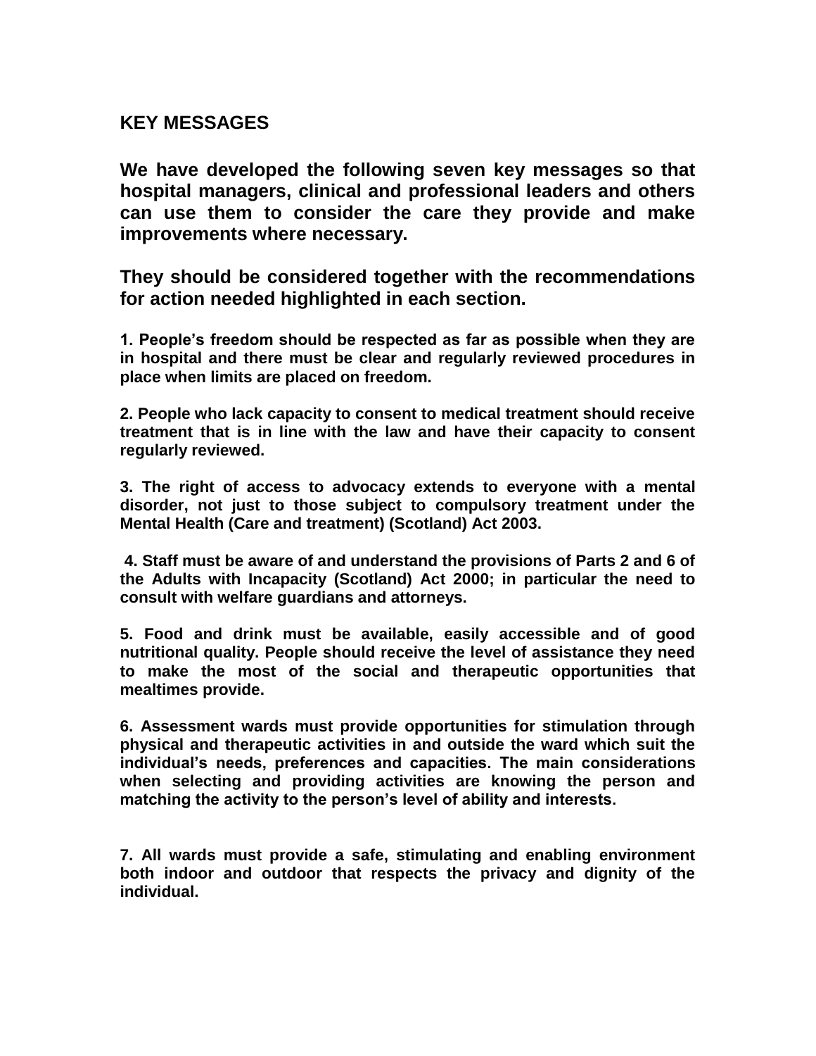## KEY MESSAGES

**We have developed the following seven key messages so that hospital managers, clinical and professional leaders and others can use them to consider the care they provide and make improvements where necessary.**

**They should be considered together with the recommendations for action needed highlighted in each section.**

**1. People's freedom should be respected as far as possible when they are in hospital and there must be clear and regularly reviewed procedures in place when limits are placed on freedom.**

**2. People who lack capacity to consent to medical treatment should receive treatment that is in line with the law and have their capacity to consent regularly reviewed.**

**3. The right of access to advocacy extends to everyone with a mental disorder, not just to those subject to compulsory treatment under the Mental Health (Care and treatment) (Scotland) Act 2003.**

**4. Staff must be aware of and understand the provisions of Parts 2 and 6 of the Adults with Incapacity (Scotland) Act 2000; in particular the need to consult with welfare guardians and attorneys.**

**5. Food and drink must be available, easily accessible and of good nutritional quality. People should receive the level of assistance they need to make the most of the social and therapeutic opportunities that mealtimes provide.**

**6. Assessment wards must provide opportunities for stimulation through physical and therapeutic activities in and outside the ward which suit the individual's needs, preferences and capacities. The main considerations when selecting and providing activities are knowing the person and matching the activity to the person's level of ability and interests.**

**7. All wards must provide a safe, stimulating and enabling environment both indoor and outdoor that respects the privacy and dignity of the individual.**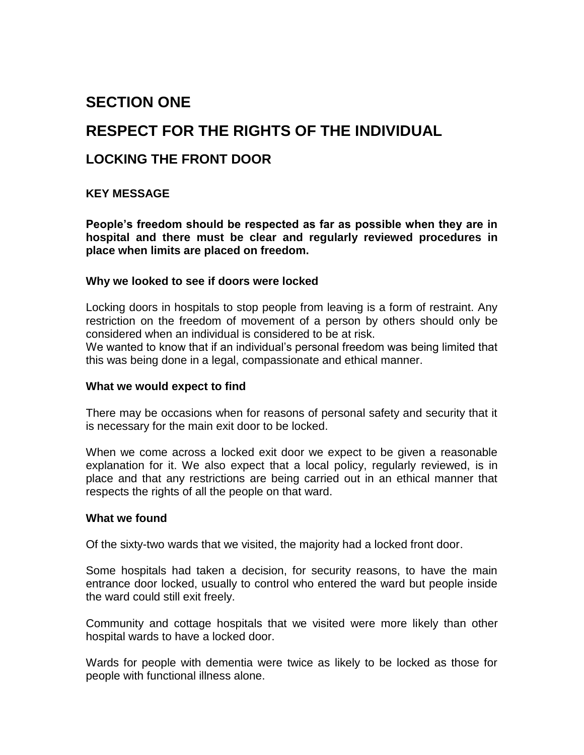# SECTION ONE

# RESPECT FOR THE RIGHTS OF THE INDIVIDUAL

## LOCKING THE FRONT DOOR

### KEY MESSAGE

**People's freedom should be respected as far as possible when they are in hospital and there must be clear and regularly reviewed procedures in place when limits are placed on freedom.**

#### Why we looked to see if doors were locked

Locking doors in hospitals to stop people from leaving is a form of restraint. Any restriction on the freedom of movement of a person by others should only be considered when an individual is considered to be at risk.
We wanted to know that if an individual's personal freedom was being limited that this was being done in a legal, compassionate and ethical manner.

#### What we would expect to find

There may be occasions when for reasons of personal safety and security that it is necessary for the main exit door to be locked.

When we come across a locked exit door we expect to be given a reasonable explanation for it. We also expect that a local policy, regularly reviewed, is in place and that any restrictions are being carried out in an ethical manner that respects the rights of all the people on that ward.

#### What we found

Of the sixty-two wards that we visited, the majority had a locked front door.

Some hospitals had taken a decision, for security reasons, to have the main entrance door locked, usually to control who entered the ward but people inside the ward could still exit freely.

Community and cottage hospitals that we visited were more likely than other hospital wards to have a locked door.

Wards for people with dementia were twice as likely to be locked as those for people with functional illness alone.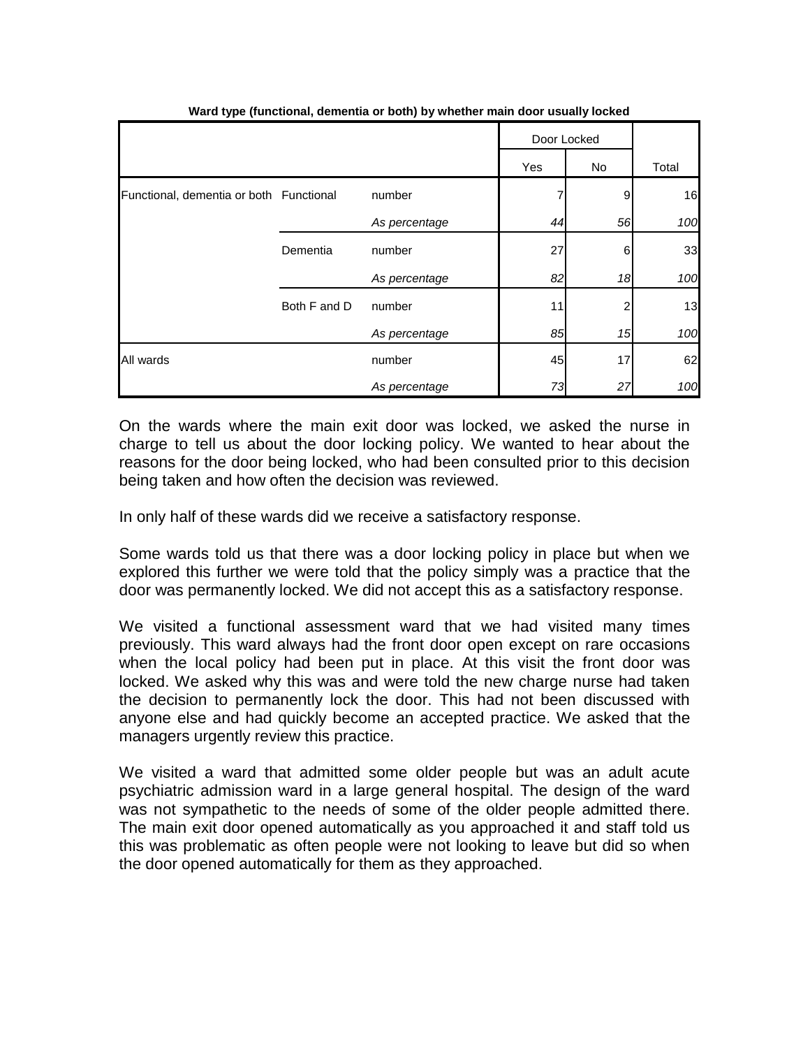**Ward type (functional, dementia or both) by whether main door usually locked**

| | | | Door Locked | | Total |
|---|---|---|---|---|---|
| | | | Yes | No | |
| Functional, dementia or both | Functional | number | 7 | 9 | 16 |
| | | *As percentage* | *44* | *56* | *100* |
| | Dementia | number | 27 | 6 | 33 |
| | | *As percentage* | *82* | *18* | *100* |
| | Both F and D | number | 11 | 2 | 13 |
| | | *As percentage* | *85* | *15* | *100* |
| All wards | | number | 45 | 17 | 62 |
| | | *As percentage* | *73* | *27* | *100* |

On the wards where the main exit door was locked, we asked the nurse in charge to tell us about the door locking policy. We wanted to hear about the reasons for the door being locked, who had been consulted prior to this decision being taken and how often the decision was reviewed.

In only half of these wards did we receive a satisfactory response.

Some wards told us that there was a door locking policy in place but when we explored this further we were told that the policy simply was a practice that the door was permanently locked. We did not accept this as a satisfactory response.

We visited a functional assessment ward that we had visited many times previously. This ward always had the front door open except on rare occasions when the local policy had been put in place. At this visit the front door was locked. We asked why this was and were told the new charge nurse had taken the decision to permanently lock the door. This had not been discussed with anyone else and had quickly become an accepted practice. We asked that the managers urgently review this practice.

We visited a ward that admitted some older people but was an adult acute psychiatric admission ward in a large general hospital. The design of the ward was not sympathetic to the needs of some of the older people admitted there. The main exit door opened automatically as you approached it and staff told us this was problematic as often people were not looking to leave but did so when the door opened automatically for them as they approached.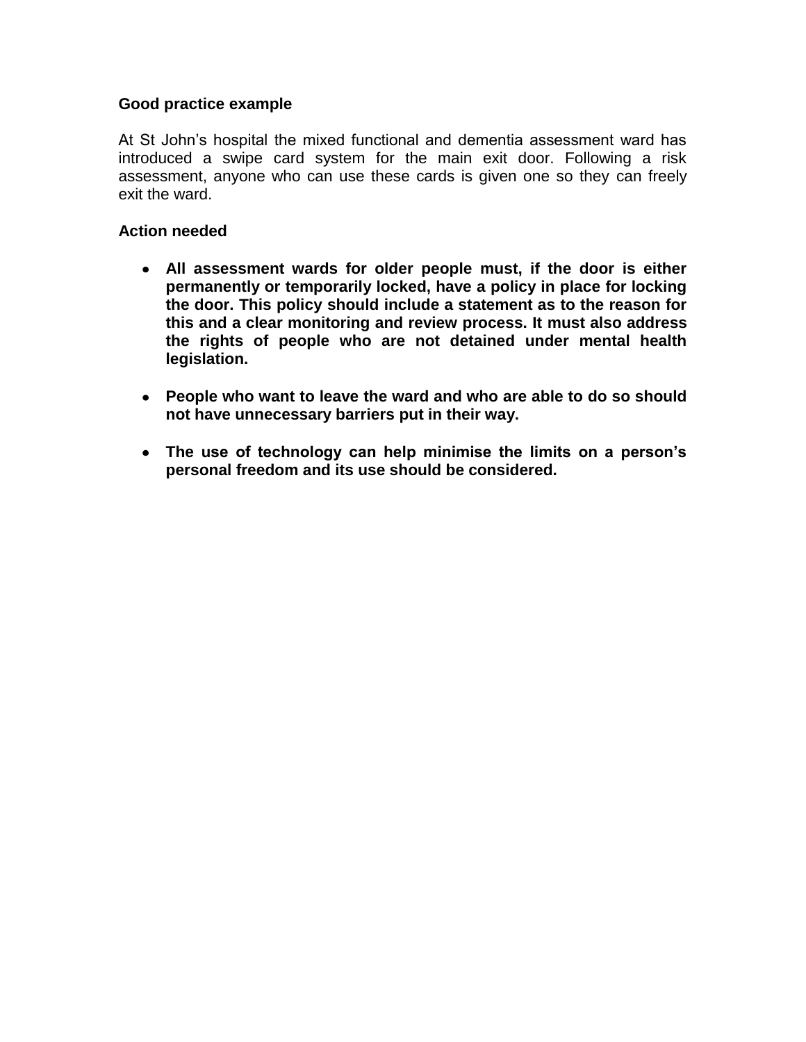**Good practice example**

At St John's hospital the mixed functional and dementia assessment ward has introduced a swipe card system for the main exit door. Following a risk assessment, anyone who can use these cards is given one so they can freely exit the ward.

**Action needed**

- **All assessment wards for older people must, if the door is either permanently or temporarily locked, have a policy in place for locking the door. This policy should include a statement as to the reason for this and a clear monitoring and review process. It must also address the rights of people who are not detained under mental health legislation.**

- **People who want to leave the ward and who are able to do so should not have unnecessary barriers put in their way.**

- **The use of technology can help minimise the limits on a person's personal freedom and its use should be considered.**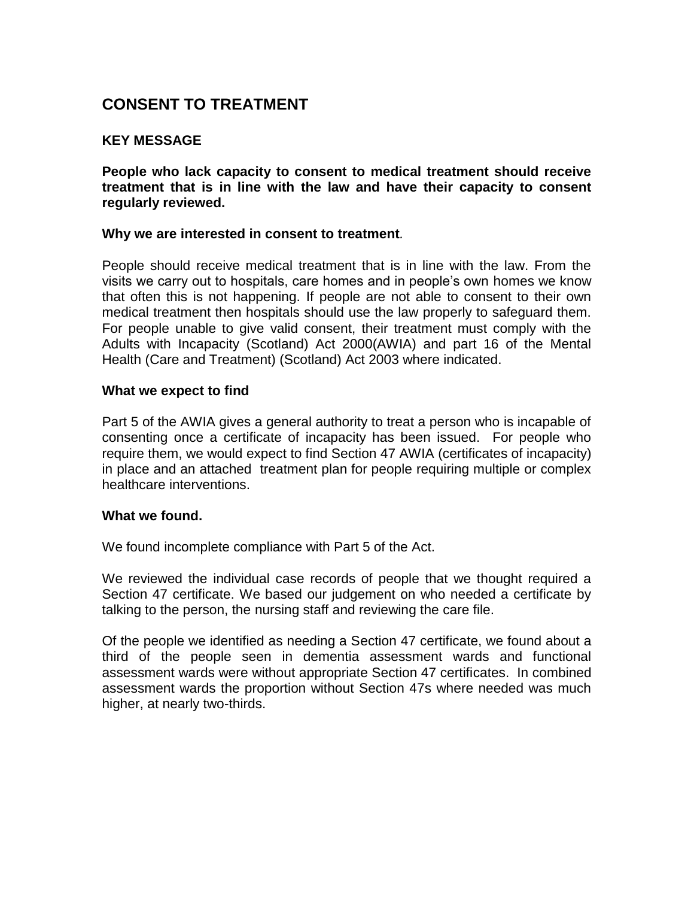## CONSENT TO TREATMENT

### KEY MESSAGE

**People who lack capacity to consent to medical treatment should receive treatment that is in line with the law and have their capacity to consent regularly reviewed.**

**Why we are interested in consent to treatment.**

People should receive medical treatment that is in line with the law. From the visits we carry out to hospitals, care homes and in people's own homes we know that often this is not happening. If people are not able to consent to their own medical treatment then hospitals should use the law properly to safeguard them. For people unable to give valid consent, their treatment must comply with the Adults with Incapacity (Scotland) Act 2000(AWIA) and part 16 of the Mental Health (Care and Treatment) (Scotland) Act 2003 where indicated.

**What we expect to find**

Part 5 of the AWIA gives a general authority to treat a person who is incapable of consenting once a certificate of incapacity has been issued. For people who require them, we would expect to find Section 47 AWIA (certificates of incapacity) in place and an attached treatment plan for people requiring multiple or complex healthcare interventions.

**What we found.**

We found incomplete compliance with Part 5 of the Act.

We reviewed the individual case records of people that we thought required a Section 47 certificate. We based our judgement on who needed a certificate by talking to the person, the nursing staff and reviewing the care file.

Of the people we identified as needing a Section 47 certificate, we found about a third of the people seen in dementia assessment wards and functional assessment wards were without appropriate Section 47 certificates. In combined assessment wards the proportion without Section 47s where needed was much higher, at nearly two-thirds.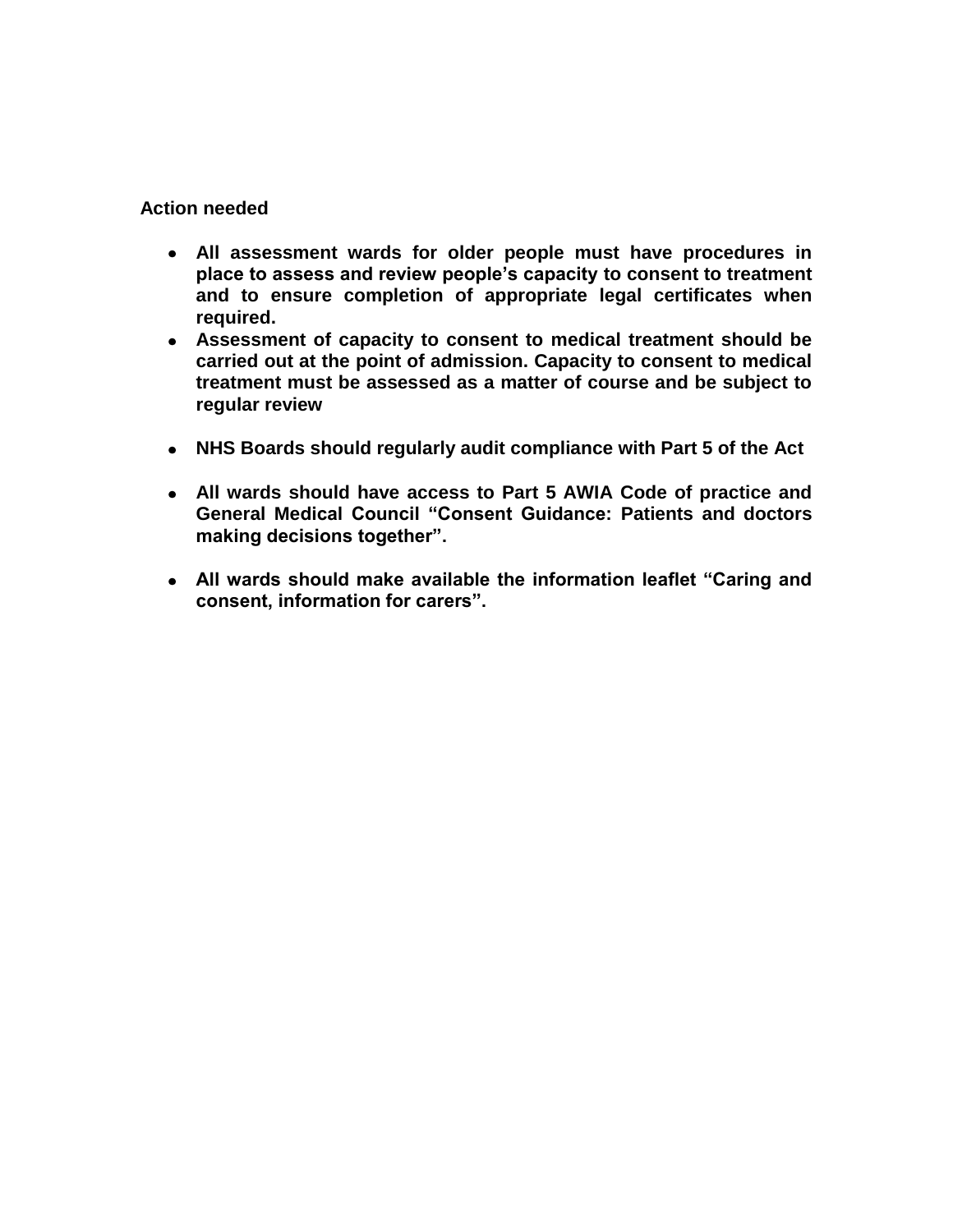**Action needed**

- **All assessment wards for older people must have procedures in place to assess and review people's capacity to consent to treatment and to ensure completion of appropriate legal certificates when required.**
- **Assessment of capacity to consent to medical treatment should be carried out at the point of admission. Capacity to consent to medical treatment must be assessed as a matter of course and be subject to regular review**
- **NHS Boards should regularly audit compliance with Part 5 of the Act**
- **All wards should have access to Part 5 AWIA Code of practice and General Medical Council "Consent Guidance: Patients and doctors making decisions together".**
- **All wards should make available the information leaflet "Caring and consent, information for carers".**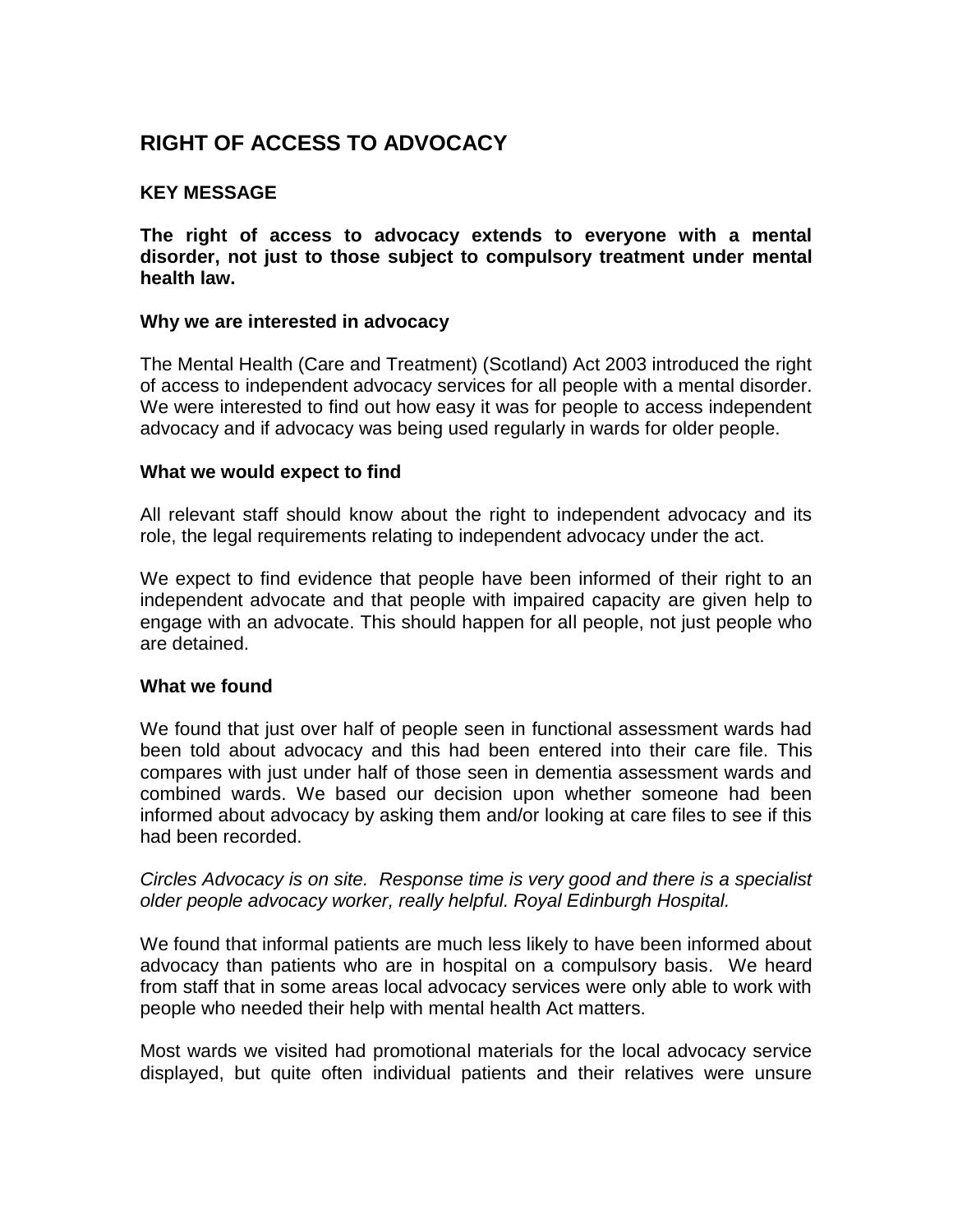## RIGHT OF ACCESS TO ADVOCACY

### KEY MESSAGE

**The right of access to advocacy extends to everyone with a mental disorder, not just to those subject to compulsory treatment under mental health law.**

#### Why we are interested in advocacy

The Mental Health (Care and Treatment) (Scotland) Act 2003 introduced the right of access to independent advocacy services for all people with a mental disorder. We were interested to find out how easy it was for people to access independent advocacy and if advocacy was being used regularly in wards for older people.

#### What we would expect to find

All relevant staff should know about the right to independent advocacy and its role, the legal requirements relating to independent advocacy under the act.

We expect to find evidence that people have been informed of their right to an independent advocate and that people with impaired capacity are given help to engage with an advocate. This should happen for all people, not just people who are detained.

#### What we found

We found that just over half of people seen in functional assessment wards had been told about advocacy and this had been entered into their care file. This compares with just under half of those seen in dementia assessment wards and combined wards. We based our decision upon whether someone had been informed about advocacy by asking them and/or looking at care files to see if this had been recorded.

*Circles Advocacy is on site. Response time is very good and there is a specialist older people advocacy worker, really helpful. Royal Edinburgh Hospital.*

We found that informal patients are much less likely to have been informed about advocacy than patients who are in hospital on a compulsory basis. We heard from staff that in some areas local advocacy services were only able to work with people who needed their help with mental health Act matters.

Most wards we visited had promotional materials for the local advocacy service displayed, but quite often individual patients and their relatives were unsure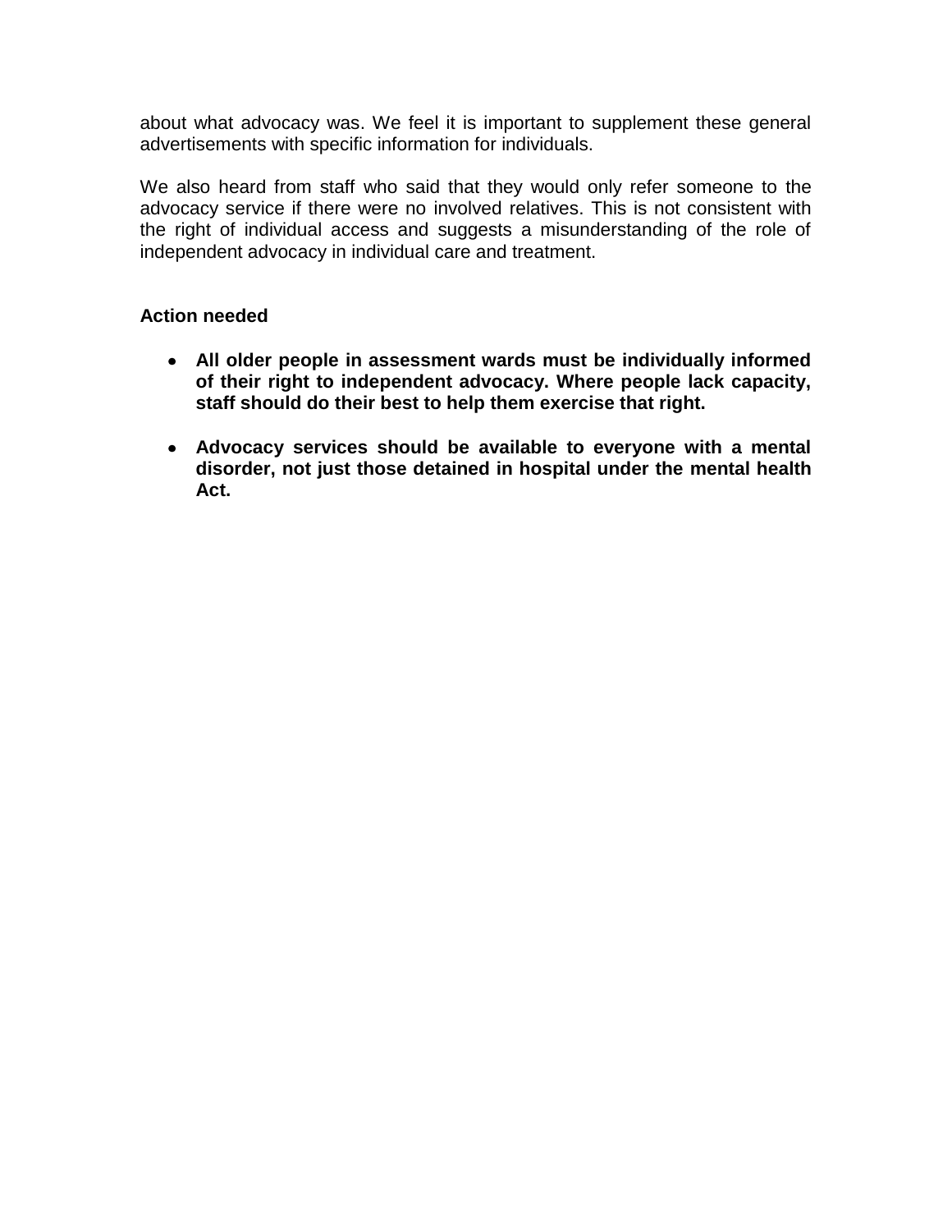about what advocacy was. We feel it is important to supplement these general advertisements with specific information for individuals.

We also heard from staff who said that they would only refer someone to the advocacy service if there were no involved relatives. This is not consistent with the right of individual access and suggests a misunderstanding of the role of independent advocacy in individual care and treatment.

**Action needed**

- **All older people in assessment wards must be individually informed of their right to independent advocacy. Where people lack capacity, staff should do their best to help them exercise that right.**
- **Advocacy services should be available to everyone with a mental disorder, not just those detained in hospital under the mental health Act.**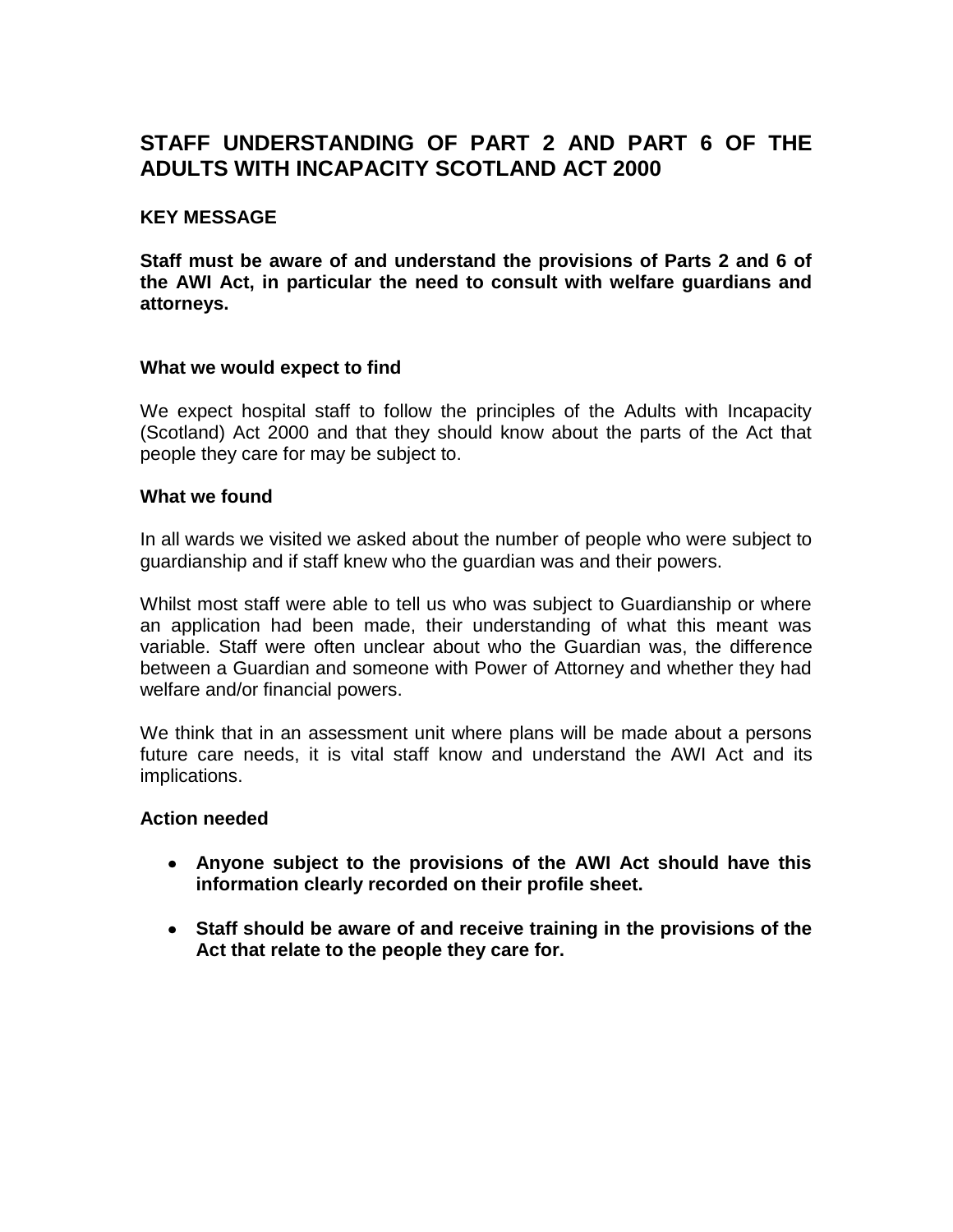## STAFF UNDERSTANDING OF PART 2 AND PART 6 OF THE ADULTS WITH INCAPACITY SCOTLAND ACT 2000

### KEY MESSAGE

**Staff must be aware of and understand the provisions of Parts 2 and 6 of the AWI Act, in particular the need to consult with welfare guardians and attorneys.**

### What we would expect to find

We expect hospital staff to follow the principles of the Adults with Incapacity (Scotland) Act 2000 and that they should know about the parts of the Act that people they care for may be subject to.

### What we found

In all wards we visited we asked about the number of people who were subject to guardianship and if staff knew who the guardian was and their powers.

Whilst most staff were able to tell us who was subject to Guardianship or where an application had been made, their understanding of what this meant was variable. Staff were often unclear about who the Guardian was, the difference between a Guardian and someone with Power of Attorney and whether they had welfare and/or financial powers.

We think that in an assessment unit where plans will be made about a persons future care needs, it is vital staff know and understand the AWI Act and its implications.

### Action needed

- **Anyone subject to the provisions of the AWI Act should have this information clearly recorded on their profile sheet.**
- **Staff should be aware of and receive training in the provisions of the Act that relate to the people they care for.**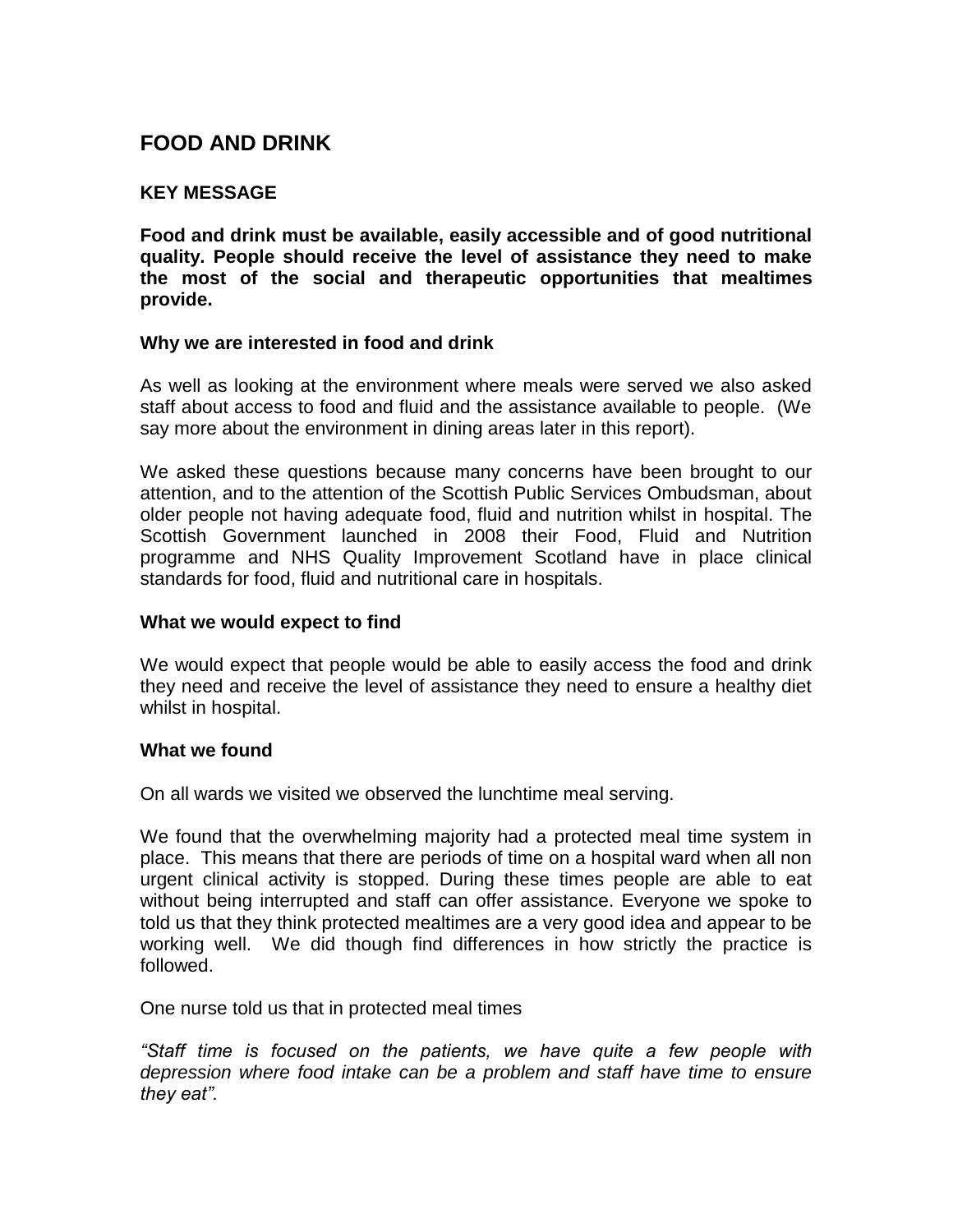## FOOD AND DRINK

### KEY MESSAGE

**Food and drink must be available, easily accessible and of good nutritional quality. People should receive the level of assistance they need to make the most of the social and therapeutic opportunities that mealtimes provide.**

### Why we are interested in food and drink

As well as looking at the environment where meals were served we also asked staff about access to food and fluid and the assistance available to people. (We say more about the environment in dining areas later in this report).

We asked these questions because many concerns have been brought to our attention, and to the attention of the Scottish Public Services Ombudsman, about older people not having adequate food, fluid and nutrition whilst in hospital. The Scottish Government launched in 2008 their Food, Fluid and Nutrition programme and NHS Quality Improvement Scotland have in place clinical standards for food, fluid and nutritional care in hospitals.

### What we would expect to find

We would expect that people would be able to easily access the food and drink they need and receive the level of assistance they need to ensure a healthy diet whilst in hospital.

### What we found

On all wards we visited we observed the lunchtime meal serving.

We found that the overwhelming majority had a protected meal time system in place. This means that there are periods of time on a hospital ward when all non urgent clinical activity is stopped. During these times people are able to eat without being interrupted and staff can offer assistance. Everyone we spoke to told us that they think protected mealtimes are a very good idea and appear to be working well. We did though find differences in how strictly the practice is followed.

One nurse told us that in protected meal times

*"Staff time is focused on the patients, we have quite a few people with depression where food intake can be a problem and staff have time to ensure they eat".*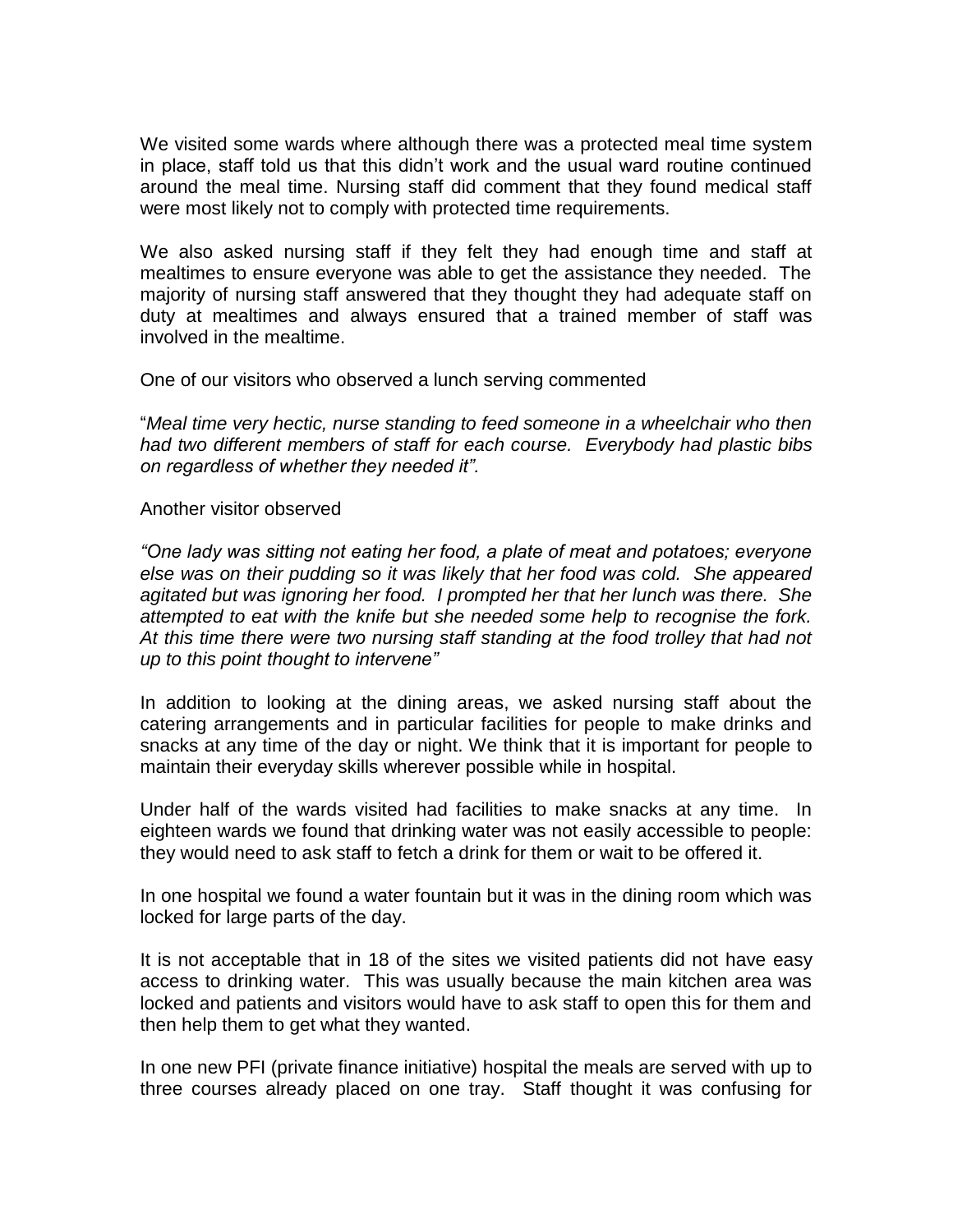We visited some wards where although there was a protected meal time system in place, staff told us that this didn't work and the usual ward routine continued around the meal time. Nursing staff did comment that they found medical staff were most likely not to comply with protected time requirements.

We also asked nursing staff if they felt they had enough time and staff at mealtimes to ensure everyone was able to get the assistance they needed. The majority of nursing staff answered that they thought they had adequate staff on duty at mealtimes and always ensured that a trained member of staff was involved in the mealtime.

One of our visitors who observed a lunch serving commented

"*Meal time very hectic, nurse standing to feed someone in a wheelchair who then had two different members of staff for each course. Everybody had plastic bibs on regardless of whether they needed it".*

Another visitor observed

*"One lady was sitting not eating her food, a plate of meat and potatoes; everyone else was on their pudding so it was likely that her food was cold. She appeared agitated but was ignoring her food. I prompted her that her lunch was there. She attempted to eat with the knife but she needed some help to recognise the fork. At this time there were two nursing staff standing at the food trolley that had not up to this point thought to intervene"*

In addition to looking at the dining areas, we asked nursing staff about the catering arrangements and in particular facilities for people to make drinks and snacks at any time of the day or night. We think that it is important for people to maintain their everyday skills wherever possible while in hospital.

Under half of the wards visited had facilities to make snacks at any time. In eighteen wards we found that drinking water was not easily accessible to people: they would need to ask staff to fetch a drink for them or wait to be offered it.

In one hospital we found a water fountain but it was in the dining room which was locked for large parts of the day.

It is not acceptable that in 18 of the sites we visited patients did not have easy access to drinking water. This was usually because the main kitchen area was locked and patients and visitors would have to ask staff to open this for them and then help them to get what they wanted.

In one new PFI (private finance initiative) hospital the meals are served with up to three courses already placed on one tray. Staff thought it was confusing for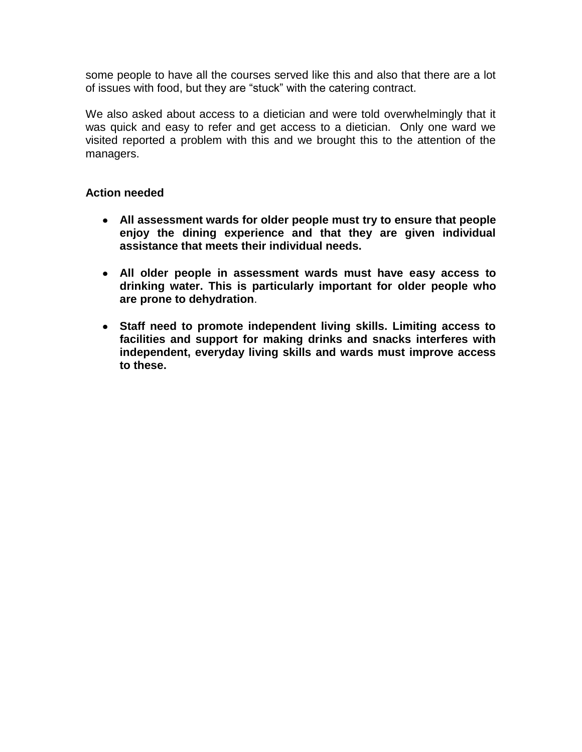some people to have all the courses served like this and also that there are a lot of issues with food, but they are "stuck" with the catering contract.

We also asked about access to a dietician and were told overwhelmingly that it was quick and easy to refer and get access to a dietician. Only one ward we visited reported a problem with this and we brought this to the attention of the managers.

**Action needed**

- **All assessment wards for older people must try to ensure that people enjoy the dining experience and that they are given individual assistance that meets their individual needs.**

- **All older people in assessment wards must have easy access to drinking water. This is particularly important for older people who are prone to dehydration**.

- **Staff need to promote independent living skills. Limiting access to facilities and support for making drinks and snacks interferes with independent, everyday living skills and wards must improve access to these.**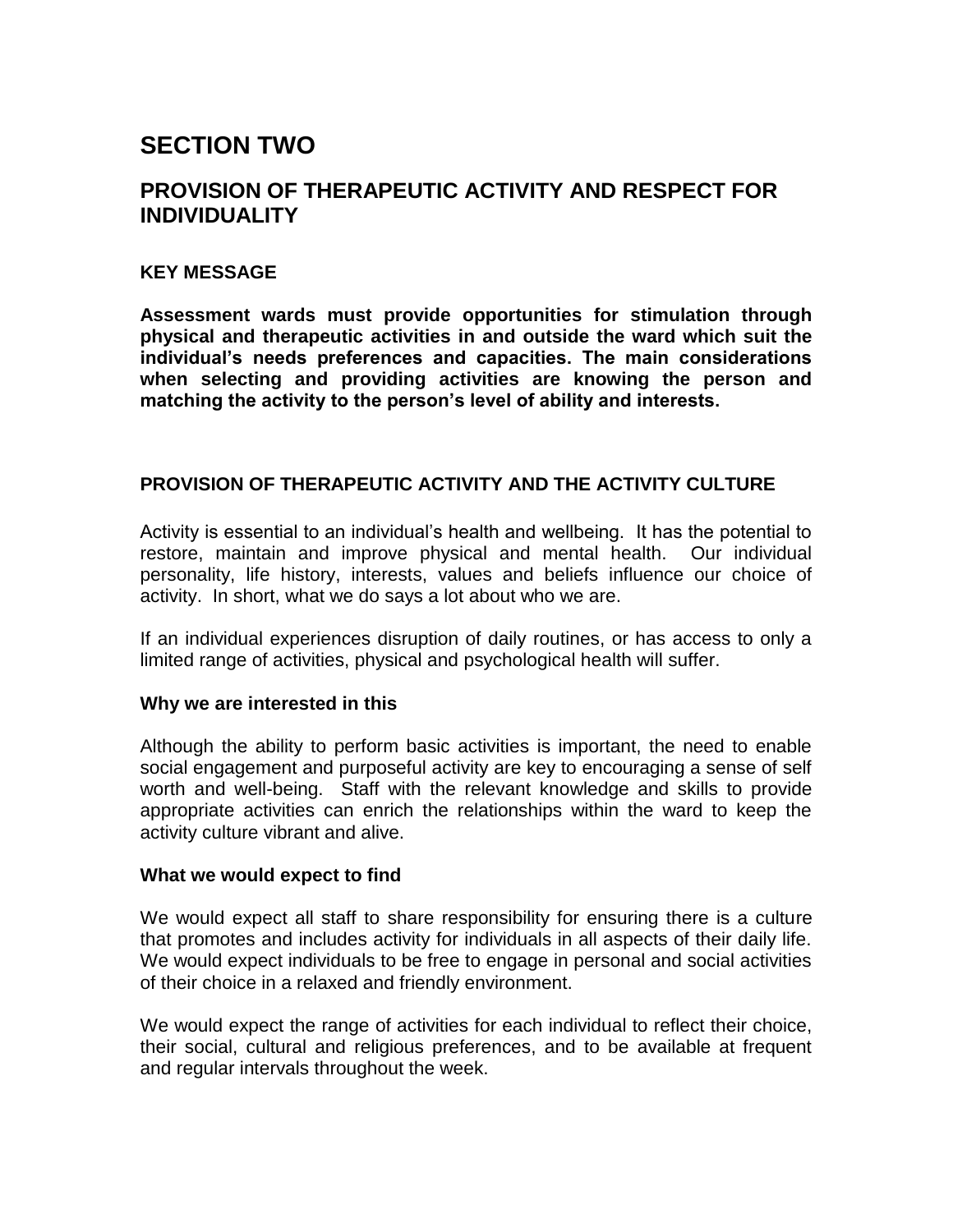# SECTION TWO

## PROVISION OF THERAPEUTIC ACTIVITY AND RESPECT FOR INDIVIDUALITY

### KEY MESSAGE

**Assessment wards must provide opportunities for stimulation through physical and therapeutic activities in and outside the ward which suit the individual's needs preferences and capacities. The main considerations when selecting and providing activities are knowing the person and matching the activity to the person's level of ability and interests.**

### PROVISION OF THERAPEUTIC ACTIVITY AND THE ACTIVITY CULTURE

Activity is essential to an individual's health and wellbeing. It has the potential to restore, maintain and improve physical and mental health. Our individual personality, life history, interests, values and beliefs influence our choice of activity. In short, what we do says a lot about who we are.

If an individual experiences disruption of daily routines, or has access to only a limited range of activities, physical and psychological health will suffer.

**Why we are interested in this**

Although the ability to perform basic activities is important, the need to enable social engagement and purposeful activity are key to encouraging a sense of self worth and well-being. Staff with the relevant knowledge and skills to provide appropriate activities can enrich the relationships within the ward to keep the activity culture vibrant and alive.

**What we would expect to find**

We would expect all staff to share responsibility for ensuring there is a culture that promotes and includes activity for individuals in all aspects of their daily life. We would expect individuals to be free to engage in personal and social activities of their choice in a relaxed and friendly environment.

We would expect the range of activities for each individual to reflect their choice, their social, cultural and religious preferences, and to be available at frequent and regular intervals throughout the week.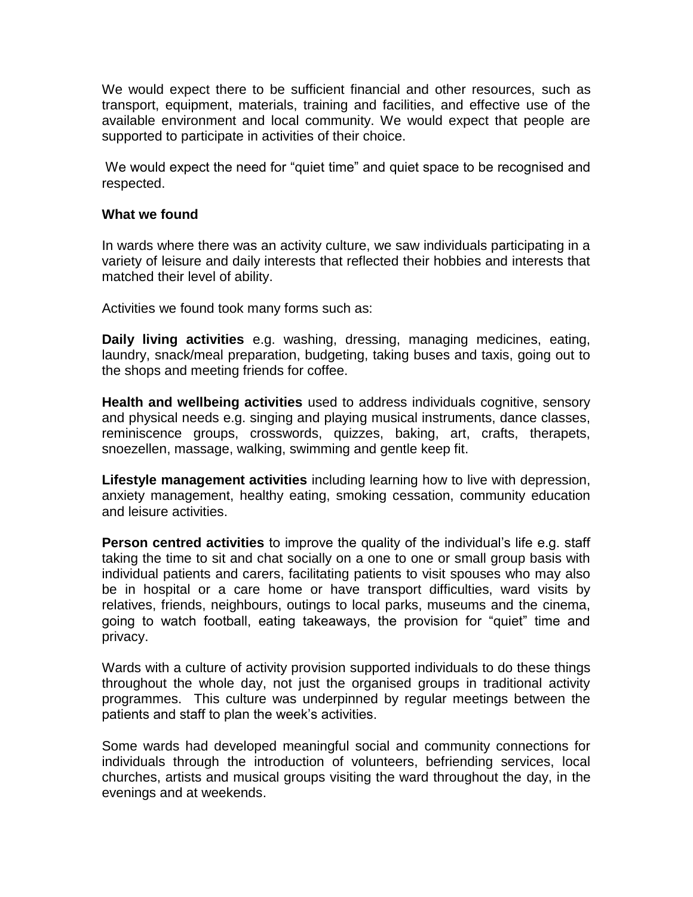We would expect there to be sufficient financial and other resources, such as transport, equipment, materials, training and facilities, and effective use of the available environment and local community. We would expect that people are supported to participate in activities of their choice.

We would expect the need for "quiet time" and quiet space to be recognised and respected.

**What we found**

In wards where there was an activity culture, we saw individuals participating in a variety of leisure and daily interests that reflected their hobbies and interests that matched their level of ability.

Activities we found took many forms such as:

**Daily living activities** e.g. washing, dressing, managing medicines, eating, laundry, snack/meal preparation, budgeting, taking buses and taxis, going out to the shops and meeting friends for coffee.

**Health and wellbeing activities** used to address individuals cognitive, sensory and physical needs e.g. singing and playing musical instruments, dance classes, reminiscence groups, crosswords, quizzes, baking, art, crafts, therapets, snoezellen, massage, walking, swimming and gentle keep fit.

**Lifestyle management activities** including learning how to live with depression, anxiety management, healthy eating, smoking cessation, community education and leisure activities.

**Person centred activities** to improve the quality of the individual's life e.g. staff taking the time to sit and chat socially on a one to one or small group basis with individual patients and carers, facilitating patients to visit spouses who may also be in hospital or a care home or have transport difficulties, ward visits by relatives, friends, neighbours, outings to local parks, museums and the cinema, going to watch football, eating takeaways, the provision for "quiet" time and privacy.

Wards with a culture of activity provision supported individuals to do these things throughout the whole day, not just the organised groups in traditional activity programmes. This culture was underpinned by regular meetings between the patients and staff to plan the week's activities.

Some wards had developed meaningful social and community connections for individuals through the introduction of volunteers, befriending services, local churches, artists and musical groups visiting the ward throughout the day, in the evenings and at weekends.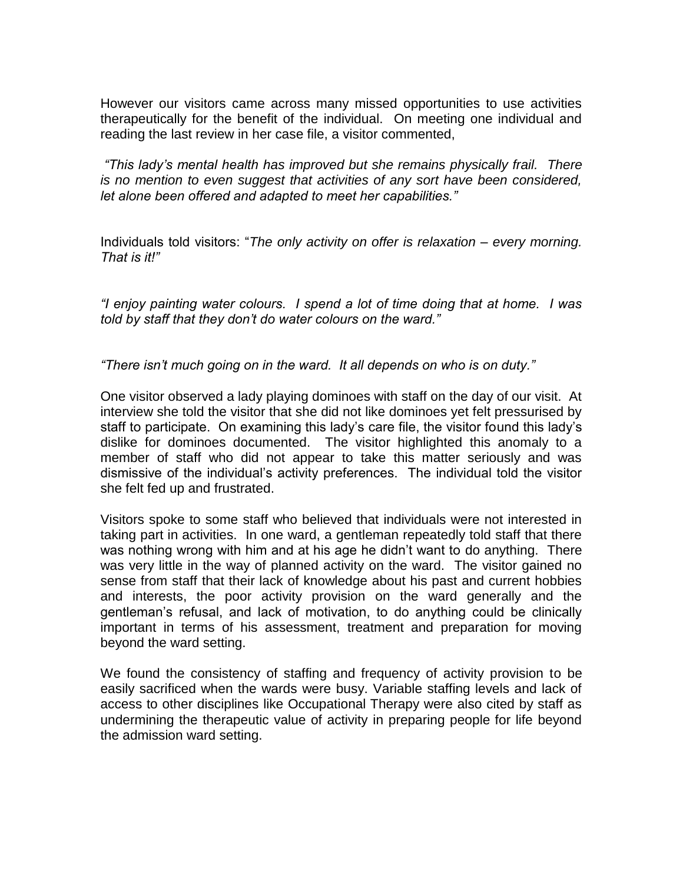However our visitors came across many missed opportunities to use activities therapeutically for the benefit of the individual. On meeting one individual and reading the last review in her case file, a visitor commented,

*"This lady's mental health has improved but she remains physically frail. There is no mention to even suggest that activities of any sort have been considered, let alone been offered and adapted to meet her capabilities."*

Individuals told visitors: "*The only activity on offer is relaxation – every morning. That is it!"*

*"I enjoy painting water colours. I spend a lot of time doing that at home. I was told by staff that they don't do water colours on the ward."*

*"There isn't much going on in the ward. It all depends on who is on duty."*

One visitor observed a lady playing dominoes with staff on the day of our visit. At interview she told the visitor that she did not like dominoes yet felt pressurised by staff to participate. On examining this lady's care file, the visitor found this lady's dislike for dominoes documented. The visitor highlighted this anomaly to a member of staff who did not appear to take this matter seriously and was dismissive of the individual's activity preferences. The individual told the visitor she felt fed up and frustrated.

Visitors spoke to some staff who believed that individuals were not interested in taking part in activities. In one ward, a gentleman repeatedly told staff that there was nothing wrong with him and at his age he didn't want to do anything. There was very little in the way of planned activity on the ward. The visitor gained no sense from staff that their lack of knowledge about his past and current hobbies and interests, the poor activity provision on the ward generally and the gentleman's refusal, and lack of motivation, to do anything could be clinically important in terms of his assessment, treatment and preparation for moving beyond the ward setting.

We found the consistency of staffing and frequency of activity provision to be easily sacrificed when the wards were busy. Variable staffing levels and lack of access to other disciplines like Occupational Therapy were also cited by staff as undermining the therapeutic value of activity in preparing people for life beyond the admission ward setting.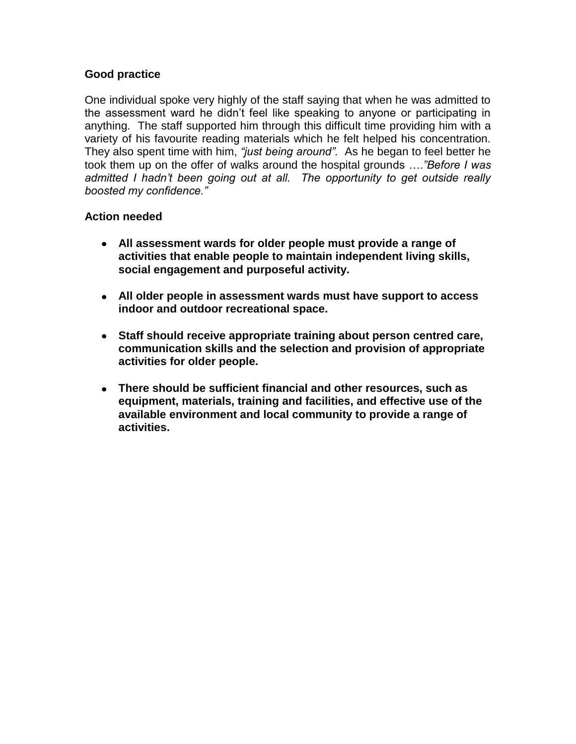**Good practice**

One individual spoke very highly of the staff saying that when he was admitted to the assessment ward he didn't feel like speaking to anyone or participating in anything. The staff supported him through this difficult time providing him with a variety of his favourite reading materials which he felt helped his concentration. They also spent time with him, *"just being around".* As he began to feel better he took them up on the offer of walks around the hospital grounds ….*"Before I was admitted I hadn't been going out at all. The opportunity to get outside really boosted my confidence."*

**Action needed**

- **All assessment wards for older people must provide a range of activities that enable people to maintain independent living skills, social engagement and purposeful activity.**
- **All older people in assessment wards must have support to access indoor and outdoor recreational space.**
- **Staff should receive appropriate training about person centred care, communication skills and the selection and provision of appropriate activities for older people.**
- **There should be sufficient financial and other resources, such as equipment, materials, training and facilities, and effective use of the available environment and local community to provide a range of activities.**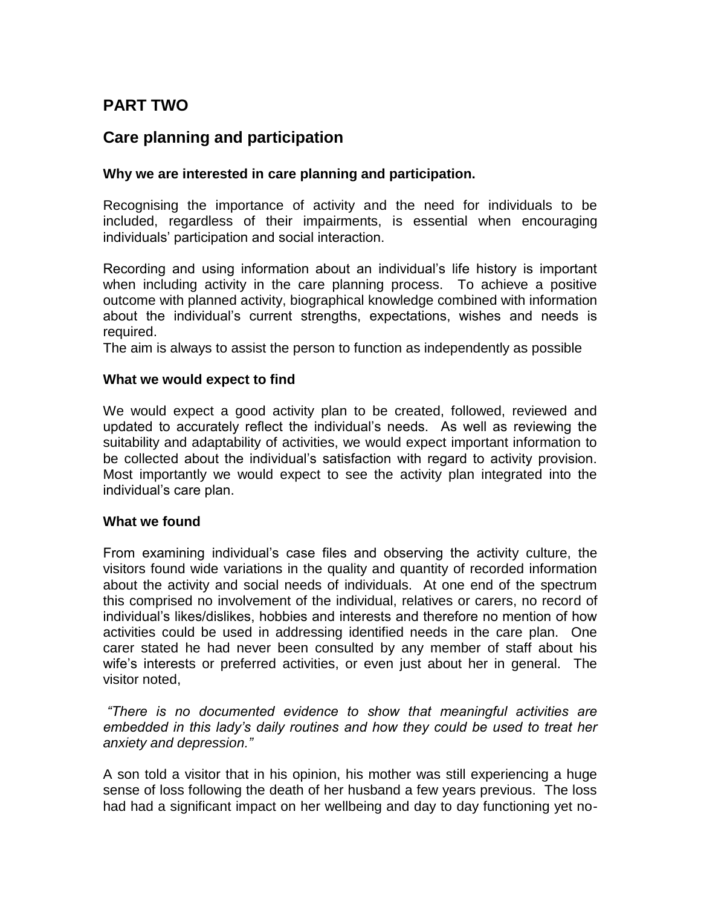# PART TWO

## Care planning and participation

### Why we are interested in care planning and participation.

Recognising the importance of activity and the need for individuals to be included, regardless of their impairments, is essential when encouraging individuals' participation and social interaction.

Recording and using information about an individual's life history is important when including activity in the care planning process. To achieve a positive outcome with planned activity, biographical knowledge combined with information about the individual's current strengths, expectations, wishes and needs is required.
The aim is always to assist the person to function as independently as possible

### What we would expect to find

We would expect a good activity plan to be created, followed, reviewed and updated to accurately reflect the individual's needs. As well as reviewing the suitability and adaptability of activities, we would expect important information to be collected about the individual's satisfaction with regard to activity provision. Most importantly we would expect to see the activity plan integrated into the individual's care plan.

### What we found

From examining individual's case files and observing the activity culture, the visitors found wide variations in the quality and quantity of recorded information about the activity and social needs of individuals. At one end of the spectrum this comprised no involvement of the individual, relatives or carers, no record of individual's likes/dislikes, hobbies and interests and therefore no mention of how activities could be used in addressing identified needs in the care plan. One carer stated he had never been consulted by any member of staff about his wife's interests or preferred activities, or even just about her in general. The visitor noted,

*"There is no documented evidence to show that meaningful activities are embedded in this lady's daily routines and how they could be used to treat her anxiety and depression."*

A son told a visitor that in his opinion, his mother was still experiencing a huge sense of loss following the death of her husband a few years previous. The loss had had a significant impact on her wellbeing and day to day functioning yet no-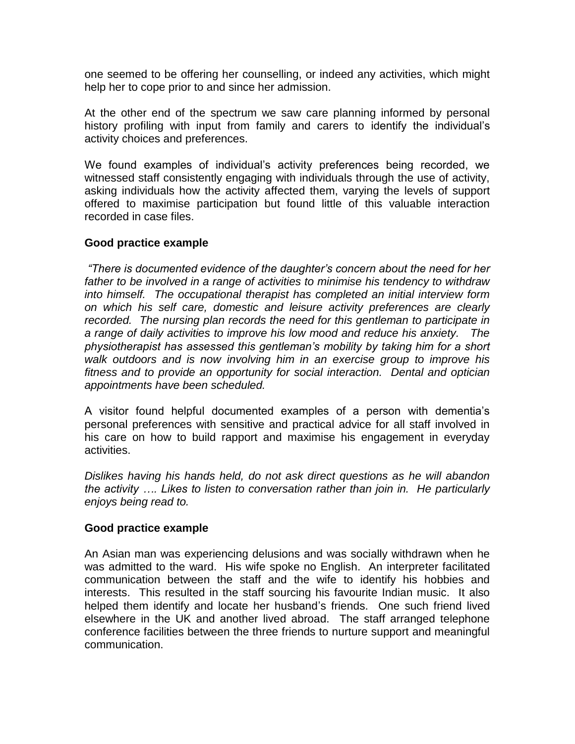one seemed to be offering her counselling, or indeed any activities, which might help her to cope prior to and since her admission.

At the other end of the spectrum we saw care planning informed by personal history profiling with input from family and carers to identify the individual's activity choices and preferences.

We found examples of individual's activity preferences being recorded, we witnessed staff consistently engaging with individuals through the use of activity, asking individuals how the activity affected them, varying the levels of support offered to maximise participation but found little of this valuable interaction recorded in case files.

**Good practice example**

*"There is documented evidence of the daughter's concern about the need for her father to be involved in a range of activities to minimise his tendency to withdraw into himself. The occupational therapist has completed an initial interview form on which his self care, domestic and leisure activity preferences are clearly recorded. The nursing plan records the need for this gentleman to participate in a range of daily activities to improve his low mood and reduce his anxiety. The physiotherapist has assessed this gentleman's mobility by taking him for a short walk outdoors and is now involving him in an exercise group to improve his fitness and to provide an opportunity for social interaction. Dental and optician appointments have been scheduled.*

A visitor found helpful documented examples of a person with dementia's personal preferences with sensitive and practical advice for all staff involved in his care on how to build rapport and maximise his engagement in everyday activities.

*Dislikes having his hands held, do not ask direct questions as he will abandon the activity …. Likes to listen to conversation rather than join in. He particularly enjoys being read to.*

**Good practice example**

An Asian man was experiencing delusions and was socially withdrawn when he was admitted to the ward. His wife spoke no English. An interpreter facilitated communication between the staff and the wife to identify his hobbies and interests. This resulted in the staff sourcing his favourite Indian music. It also helped them identify and locate her husband's friends. One such friend lived elsewhere in the UK and another lived abroad. The staff arranged telephone conference facilities between the three friends to nurture support and meaningful communication.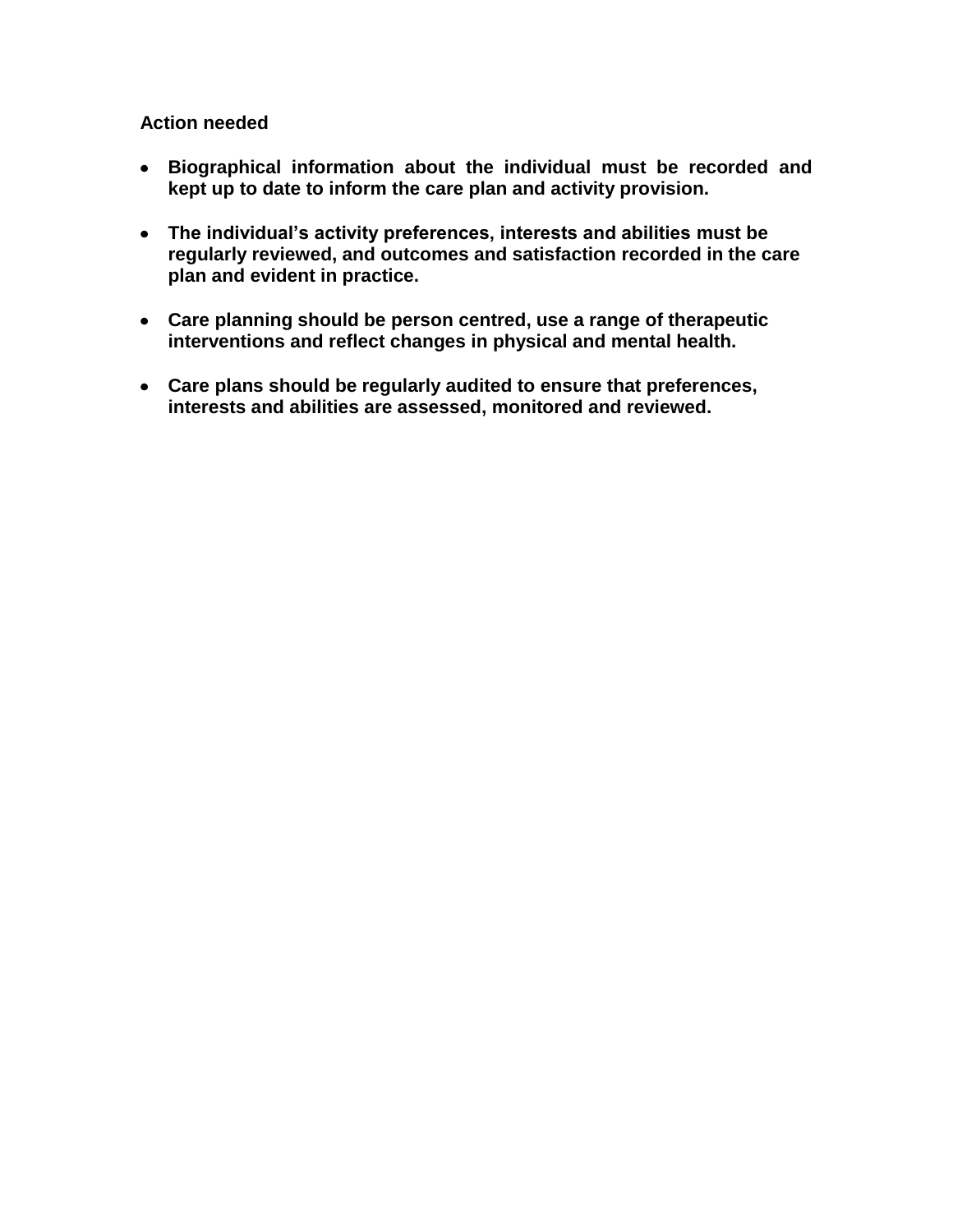**Action needed**

- **Biographical information about the individual must be recorded and kept up to date to inform the care plan and activity provision.**

- **The individual's activity preferences, interests and abilities must be regularly reviewed, and outcomes and satisfaction recorded in the care plan and evident in practice.**

- **Care planning should be person centred, use a range of therapeutic interventions and reflect changes in physical and mental health.**

- **Care plans should be regularly audited to ensure that preferences, interests and abilities are assessed, monitored and reviewed.**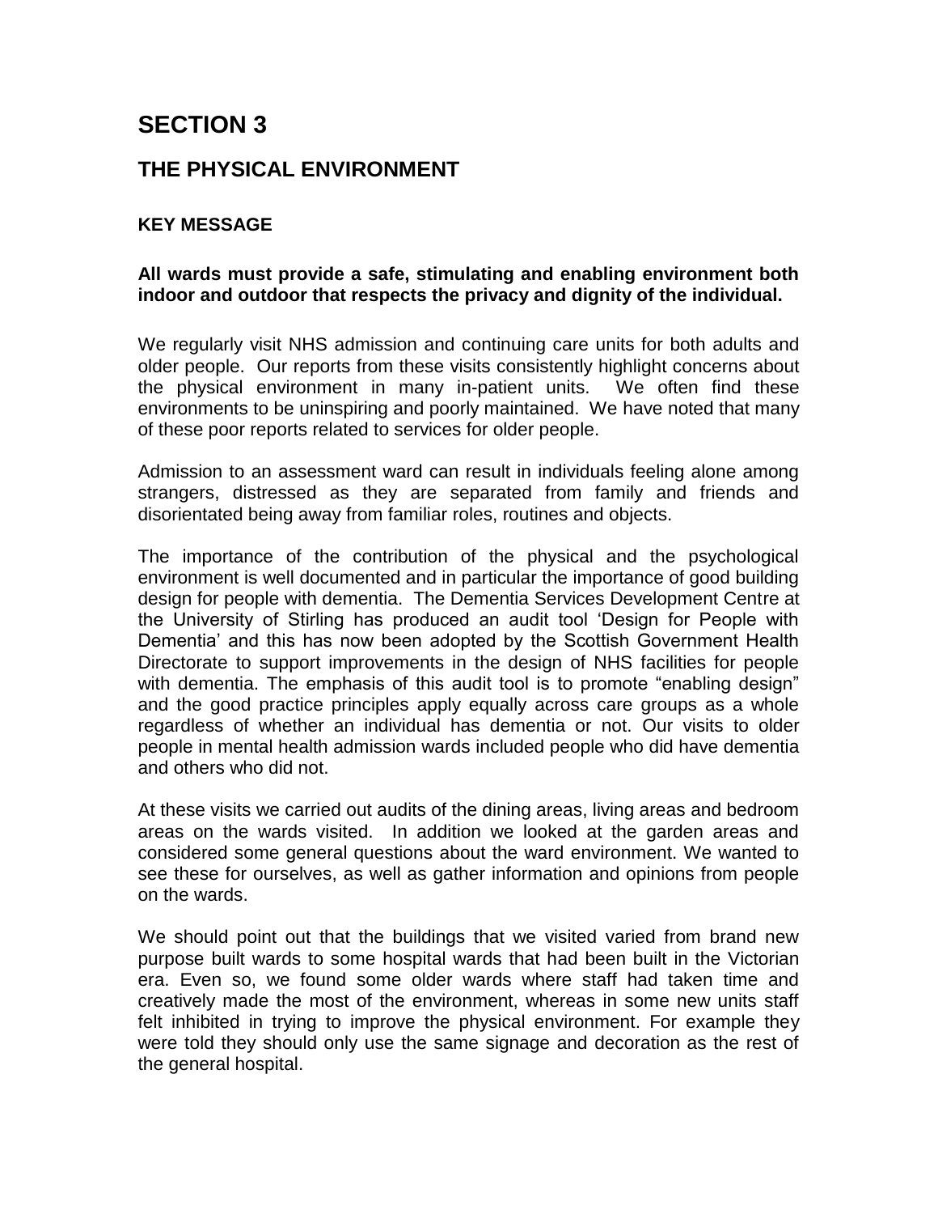# SECTION 3

## THE PHYSICAL ENVIRONMENT

### KEY MESSAGE

**All wards must provide a safe, stimulating and enabling environment both indoor and outdoor that respects the privacy and dignity of the individual.**

We regularly visit NHS admission and continuing care units for both adults and older people. Our reports from these visits consistently highlight concerns about the physical environment in many in-patient units. We often find these environments to be uninspiring and poorly maintained. We have noted that many of these poor reports related to services for older people.

Admission to an assessment ward can result in individuals feeling alone among strangers, distressed as they are separated from family and friends and disorientated being away from familiar roles, routines and objects.

The importance of the contribution of the physical and the psychological environment is well documented and in particular the importance of good building design for people with dementia. The Dementia Services Development Centre at the University of Stirling has produced an audit tool 'Design for People with Dementia' and this has now been adopted by the Scottish Government Health Directorate to support improvements in the design of NHS facilities for people with dementia. The emphasis of this audit tool is to promote "enabling design" and the good practice principles apply equally across care groups as a whole regardless of whether an individual has dementia or not. Our visits to older people in mental health admission wards included people who did have dementia and others who did not.

At these visits we carried out audits of the dining areas, living areas and bedroom areas on the wards visited. In addition we looked at the garden areas and considered some general questions about the ward environment. We wanted to see these for ourselves, as well as gather information and opinions from people on the wards.

We should point out that the buildings that we visited varied from brand new purpose built wards to some hospital wards that had been built in the Victorian era. Even so, we found some older wards where staff had taken time and creatively made the most of the environment, whereas in some new units staff felt inhibited in trying to improve the physical environment. For example they were told they should only use the same signage and decoration as the rest of the general hospital.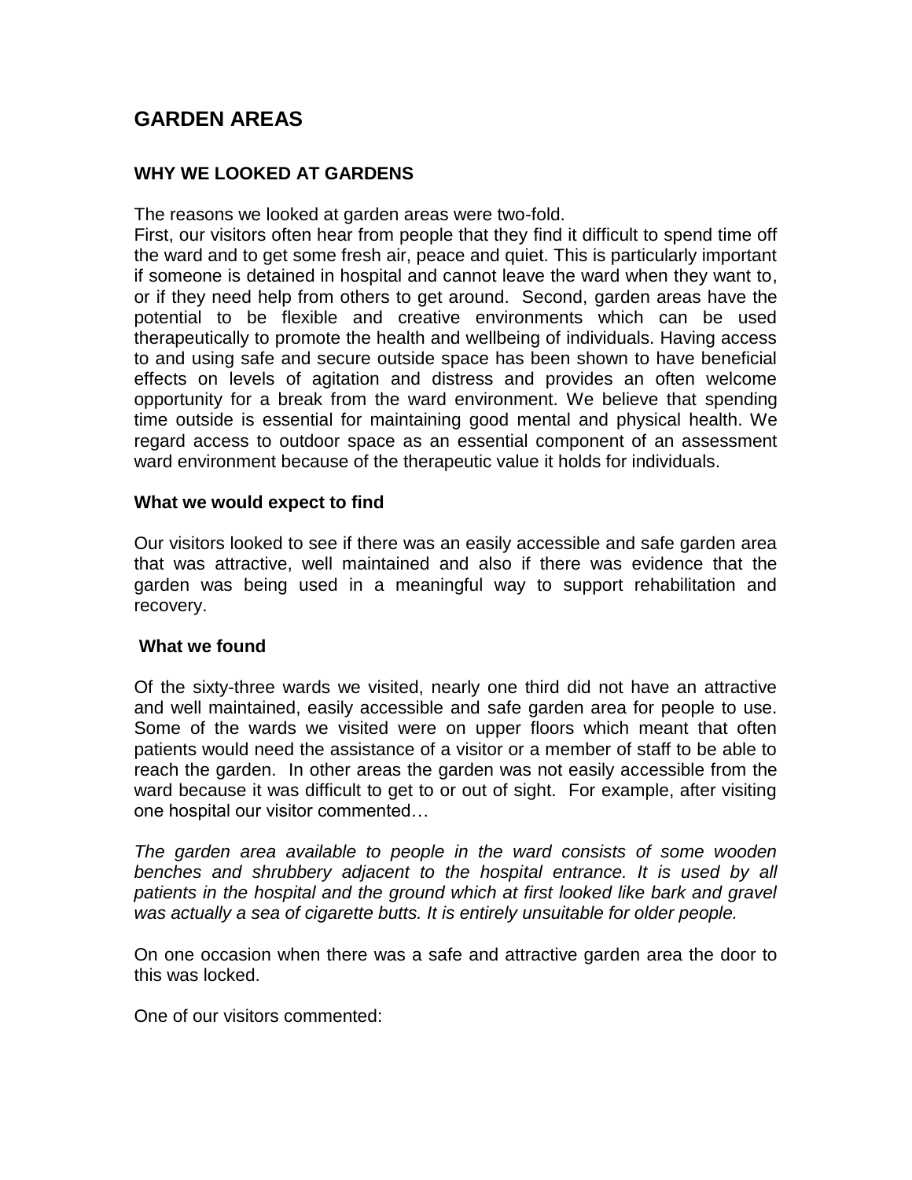## GARDEN AREAS

### WHY WE LOOKED AT GARDENS

The reasons we looked at garden areas were two-fold.
First, our visitors often hear from people that they find it difficult to spend time off the ward and to get some fresh air, peace and quiet. This is particularly important if someone is detained in hospital and cannot leave the ward when they want to, or if they need help from others to get around. Second, garden areas have the potential to be flexible and creative environments which can be used therapeutically to promote the health and wellbeing of individuals. Having access to and using safe and secure outside space has been shown to have beneficial effects on levels of agitation and distress and provides an often welcome opportunity for a break from the ward environment. We believe that spending time outside is essential for maintaining good mental and physical health. We regard access to outdoor space as an essential component of an assessment ward environment because of the therapeutic value it holds for individuals.

#### What we would expect to find

Our visitors looked to see if there was an easily accessible and safe garden area that was attractive, well maintained and also if there was evidence that the garden was being used in a meaningful way to support rehabilitation and recovery.

#### What we found

Of the sixty-three wards we visited, nearly one third did not have an attractive and well maintained, easily accessible and safe garden area for people to use. Some of the wards we visited were on upper floors which meant that often patients would need the assistance of a visitor or a member of staff to be able to reach the garden. In other areas the garden was not easily accessible from the ward because it was difficult to get to or out of sight. For example, after visiting one hospital our visitor commented…

*The garden area available to people in the ward consists of some wooden benches and shrubbery adjacent to the hospital entrance. It is used by all patients in the hospital and the ground which at first looked like bark and gravel was actually a sea of cigarette butts. It is entirely unsuitable for older people.*

On one occasion when there was a safe and attractive garden area the door to this was locked.

One of our visitors commented: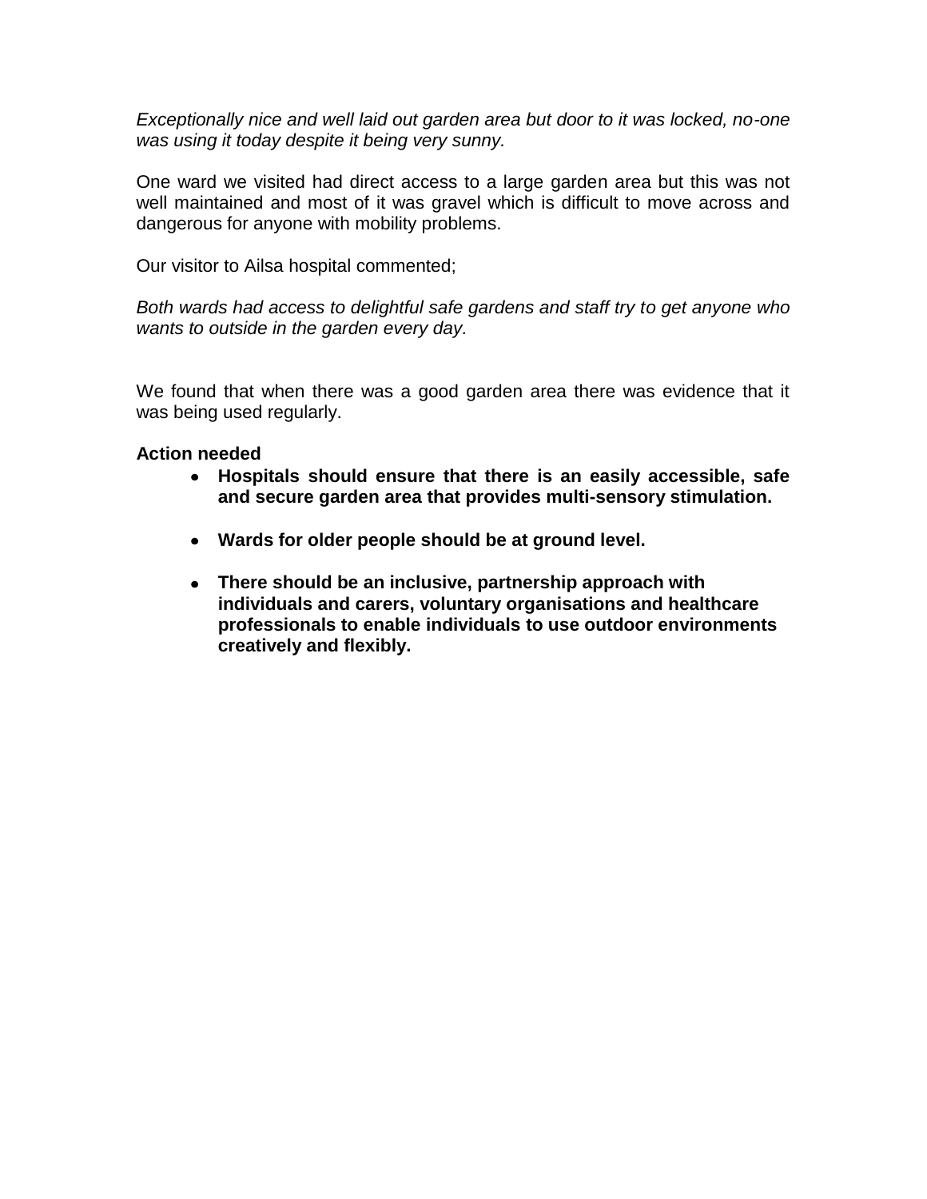*Exceptionally nice and well laid out garden area but door to it was locked, no-one was using it today despite it being very sunny.*

One ward we visited had direct access to a large garden area but this was not well maintained and most of it was gravel which is difficult to move across and dangerous for anyone with mobility problems.

Our visitor to Ailsa hospital commented;

*Both wards had access to delightful safe gardens and staff try to get anyone who wants to outside in the garden every day.*

We found that when there was a good garden area there was evidence that it was being used regularly.

**Action needed**

- **Hospitals should ensure that there is an easily accessible, safe and secure garden area that provides multi-sensory stimulation.**
- **Wards for older people should be at ground level.**
- **There should be an inclusive, partnership approach with individuals and carers, voluntary organisations and healthcare professionals to enable individuals to use outdoor environments creatively and flexibly.**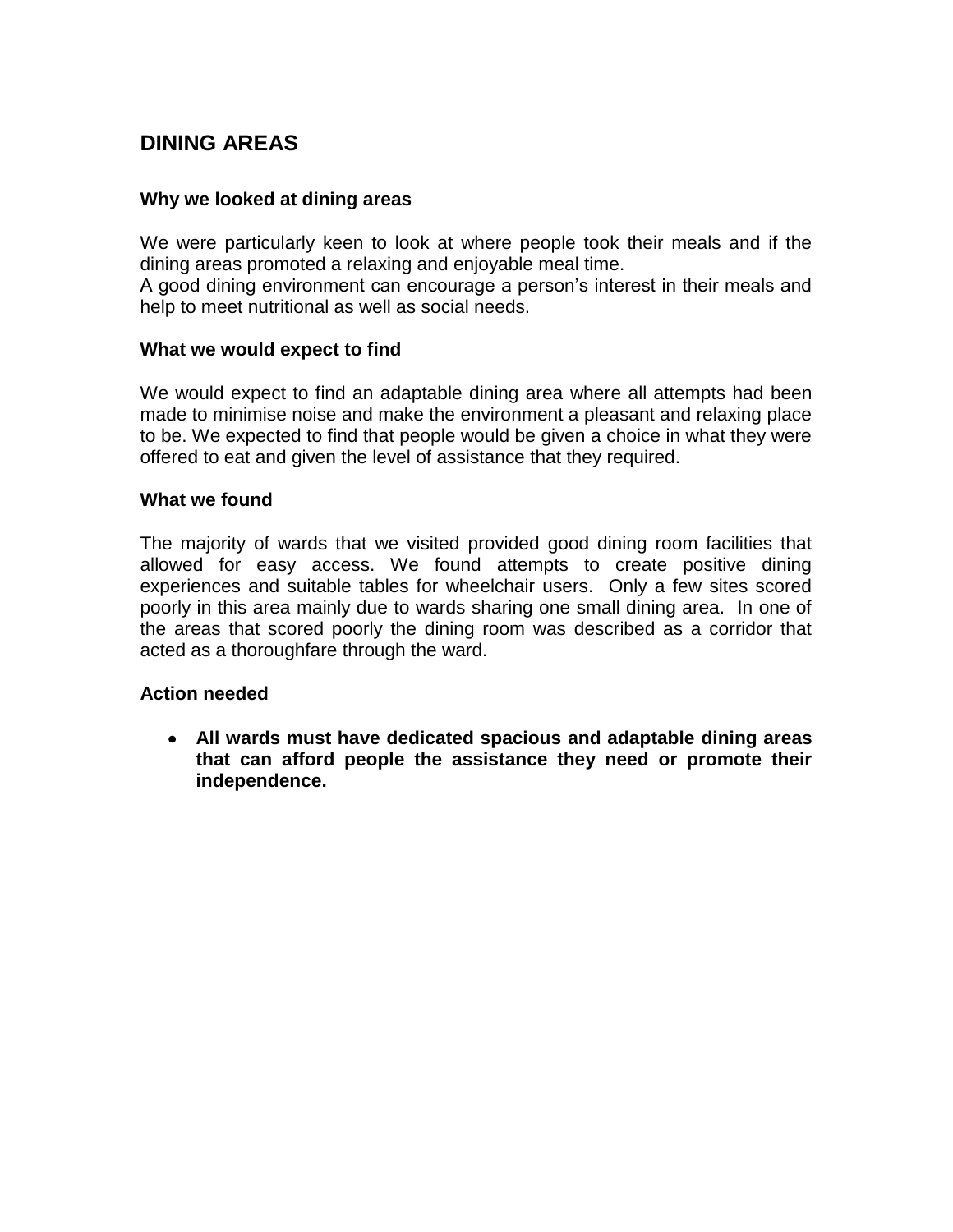## DINING AREAS

### Why we looked at dining areas

We were particularly keen to look at where people took their meals and if the dining areas promoted a relaxing and enjoyable meal time.
A good dining environment can encourage a person's interest in their meals and help to meet nutritional as well as social needs.

### What we would expect to find

We would expect to find an adaptable dining area where all attempts had been made to minimise noise and make the environment a pleasant and relaxing place to be. We expected to find that people would be given a choice in what they were offered to eat and given the level of assistance that they required.

### What we found

The majority of wards that we visited provided good dining room facilities that allowed for easy access. We found attempts to create positive dining experiences and suitable tables for wheelchair users. Only a few sites scored poorly in this area mainly due to wards sharing one small dining area. In one of the areas that scored poorly the dining room was described as a corridor that acted as a thoroughfare through the ward.

### Action needed

- **All wards must have dedicated spacious and adaptable dining areas that can afford people the assistance they need or promote their independence.**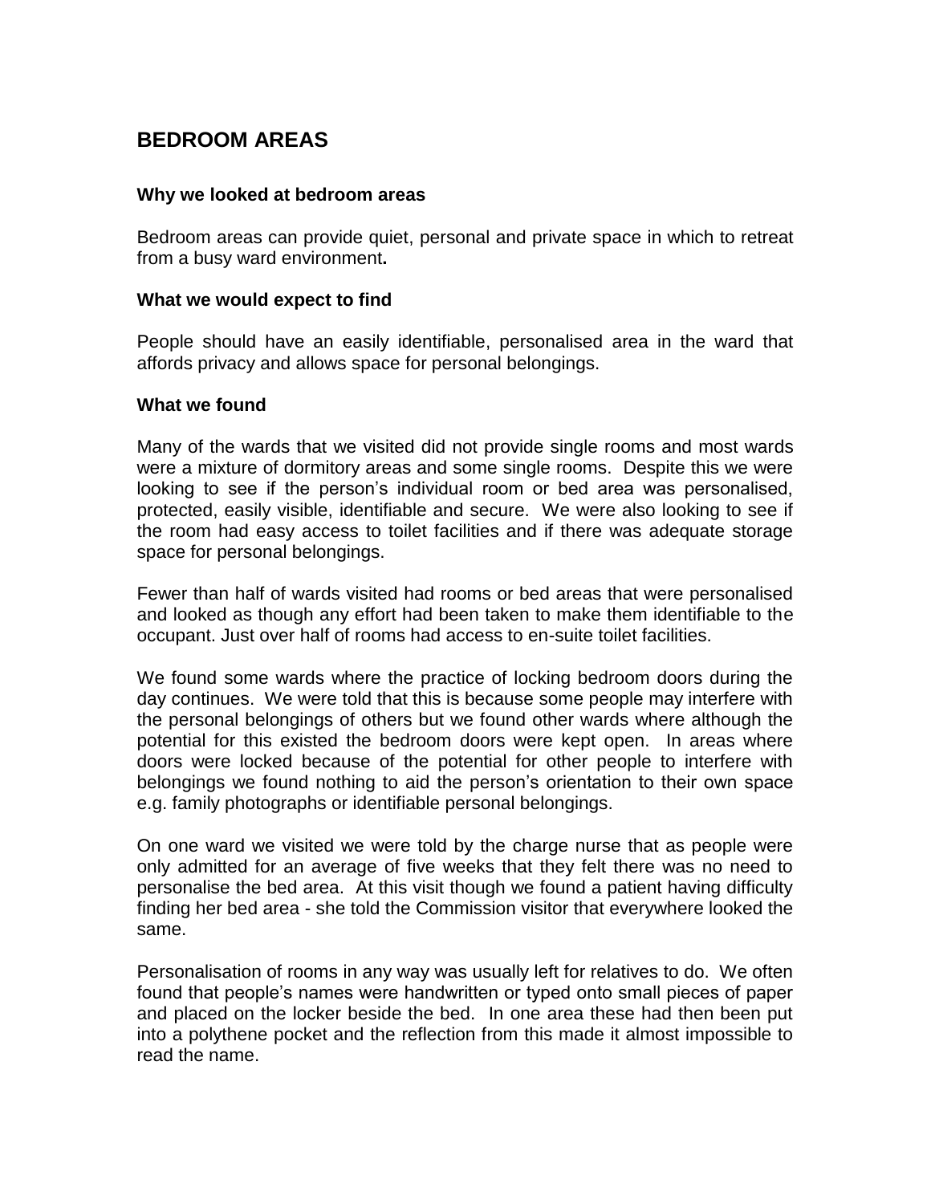## BEDROOM AREAS

### Why we looked at bedroom areas

Bedroom areas can provide quiet, personal and private space in which to retreat from a busy ward environment**.**

### What we would expect to find

People should have an easily identifiable, personalised area in the ward that affords privacy and allows space for personal belongings.

### What we found

Many of the wards that we visited did not provide single rooms and most wards were a mixture of dormitory areas and some single rooms. Despite this we were looking to see if the person's individual room or bed area was personalised, protected, easily visible, identifiable and secure. We were also looking to see if the room had easy access to toilet facilities and if there was adequate storage space for personal belongings.

Fewer than half of wards visited had rooms or bed areas that were personalised and looked as though any effort had been taken to make them identifiable to the occupant. Just over half of rooms had access to en-suite toilet facilities.

We found some wards where the practice of locking bedroom doors during the day continues. We were told that this is because some people may interfere with the personal belongings of others but we found other wards where although the potential for this existed the bedroom doors were kept open. In areas where doors were locked because of the potential for other people to interfere with belongings we found nothing to aid the person's orientation to their own space e.g. family photographs or identifiable personal belongings.

On one ward we visited we were told by the charge nurse that as people were only admitted for an average of five weeks that they felt there was no need to personalise the bed area. At this visit though we found a patient having difficulty finding her bed area - she told the Commission visitor that everywhere looked the same.

Personalisation of rooms in any way was usually left for relatives to do. We often found that people's names were handwritten or typed onto small pieces of paper and placed on the locker beside the bed. In one area these had then been put into a polythene pocket and the reflection from this made it almost impossible to read the name.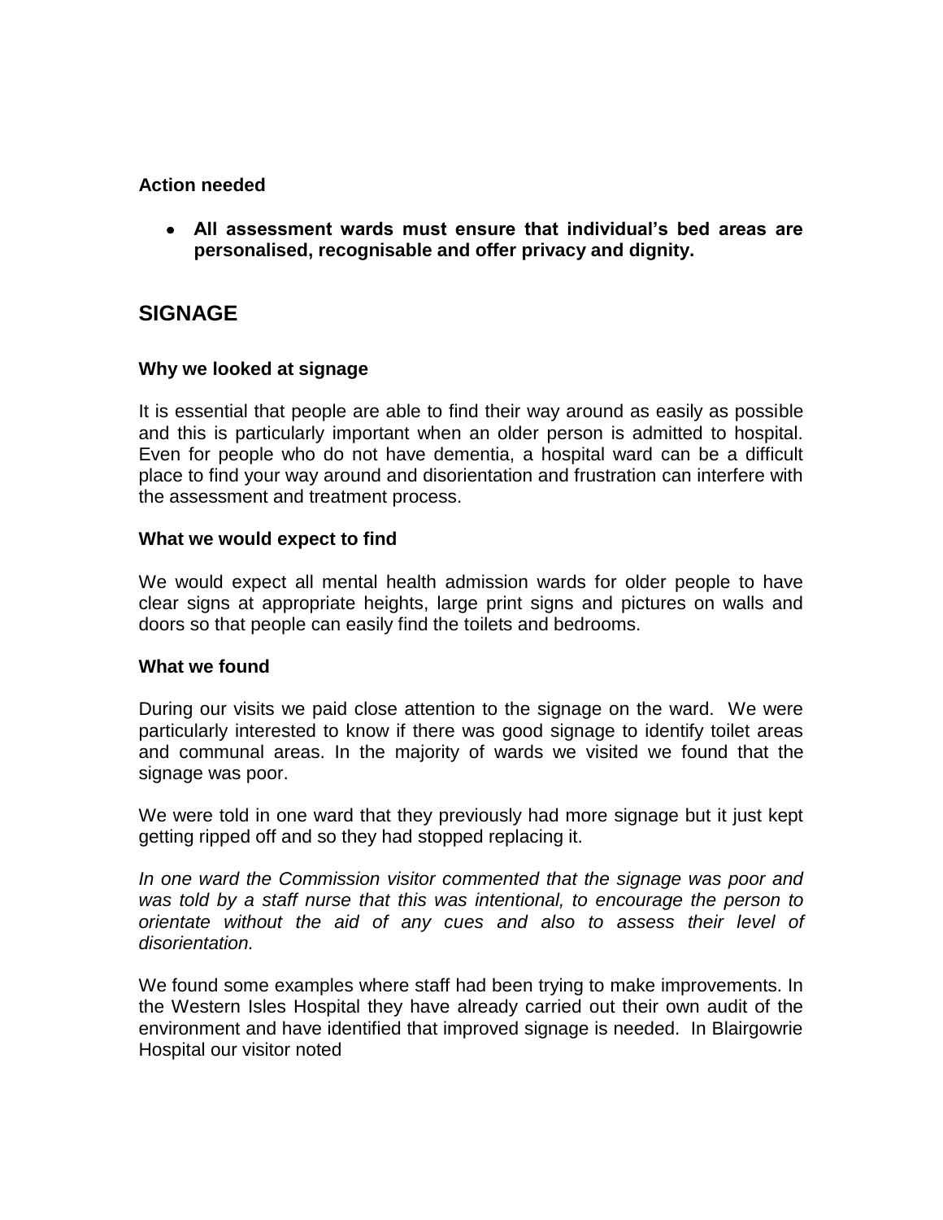#### Action needed

- **All assessment wards must ensure that individual's bed areas are personalised, recognisable and offer privacy and dignity.**

## SIGNAGE

#### Why we looked at signage

It is essential that people are able to find their way around as easily as possible and this is particularly important when an older person is admitted to hospital. Even for people who do not have dementia, a hospital ward can be a difficult place to find your way around and disorientation and frustration can interfere with the assessment and treatment process.

#### What we would expect to find

We would expect all mental health admission wards for older people to have clear signs at appropriate heights, large print signs and pictures on walls and doors so that people can easily find the toilets and bedrooms.

#### What we found

During our visits we paid close attention to the signage on the ward. We were particularly interested to know if there was good signage to identify toilet areas and communal areas. In the majority of wards we visited we found that the signage was poor.

We were told in one ward that they previously had more signage but it just kept getting ripped off and so they had stopped replacing it.

*In one ward the Commission visitor commented that the signage was poor and was told by a staff nurse that this was intentional, to encourage the person to orientate without the aid of any cues and also to assess their level of disorientation.*

We found some examples where staff had been trying to make improvements. In the Western Isles Hospital they have already carried out their own audit of the environment and have identified that improved signage is needed. In Blairgowrie Hospital our visitor noted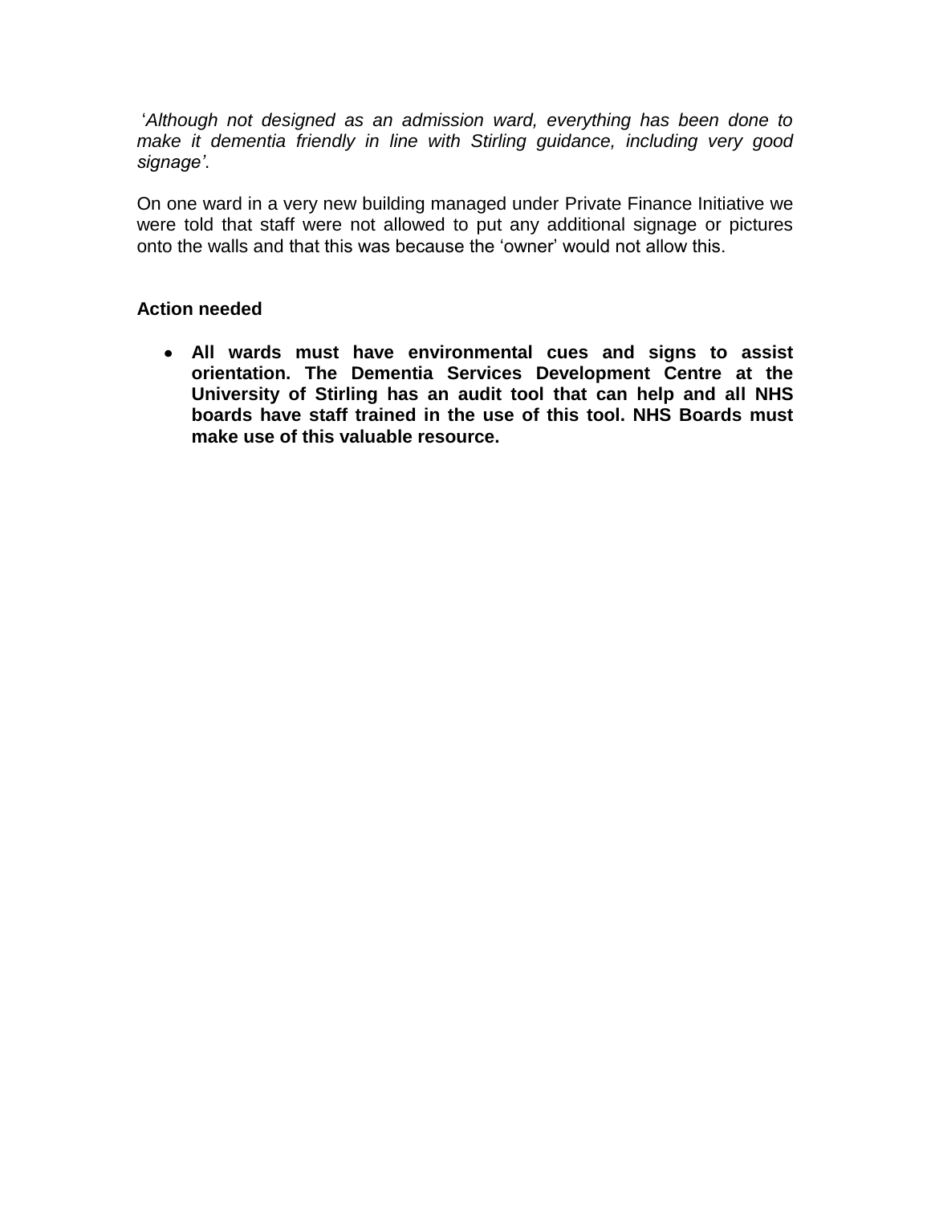'*Although not designed as an admission ward, everything has been done to make it dementia friendly in line with Stirling guidance, including very good signage'*.

On one ward in a very new building managed under Private Finance Initiative we were told that staff were not allowed to put any additional signage or pictures onto the walls and that this was because the 'owner' would not allow this.

**Action needed**

- **All wards must have environmental cues and signs to assist orientation. The Dementia Services Development Centre at the University of Stirling has an audit tool that can help and all NHS boards have staff trained in the use of this tool. NHS Boards must make use of this valuable resource.**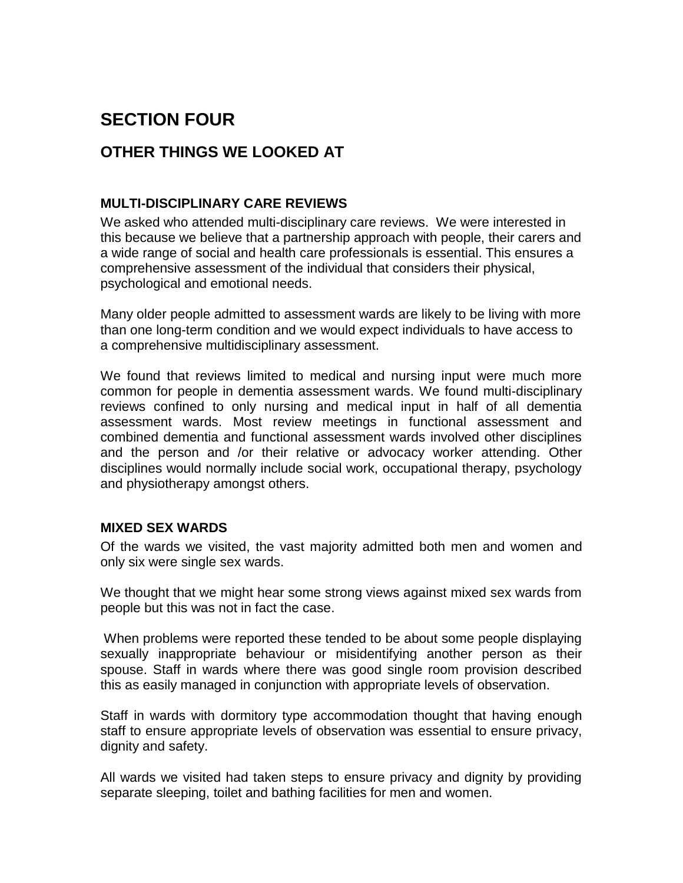# SECTION FOUR

## OTHER THINGS WE LOOKED AT

### MULTI-DISCIPLINARY CARE REVIEWS

We asked who attended multi-disciplinary care reviews. We were interested in this because we believe that a partnership approach with people, their carers and a wide range of social and health care professionals is essential. This ensures a comprehensive assessment of the individual that considers their physical, psychological and emotional needs.

Many older people admitted to assessment wards are likely to be living with more than one long-term condition and we would expect individuals to have access to a comprehensive multidisciplinary assessment.

We found that reviews limited to medical and nursing input were much more common for people in dementia assessment wards. We found multi-disciplinary reviews confined to only nursing and medical input in half of all dementia assessment wards. Most review meetings in functional assessment and combined dementia and functional assessment wards involved other disciplines and the person and /or their relative or advocacy worker attending. Other disciplines would normally include social work, occupational therapy, psychology and physiotherapy amongst others.

### MIXED SEX WARDS

Of the wards we visited, the vast majority admitted both men and women and only six were single sex wards.

We thought that we might hear some strong views against mixed sex wards from people but this was not in fact the case.

When problems were reported these tended to be about some people displaying sexually inappropriate behaviour or misidentifying another person as their spouse. Staff in wards where there was good single room provision described this as easily managed in conjunction with appropriate levels of observation.

Staff in wards with dormitory type accommodation thought that having enough staff to ensure appropriate levels of observation was essential to ensure privacy, dignity and safety.

All wards we visited had taken steps to ensure privacy and dignity by providing separate sleeping, toilet and bathing facilities for men and women.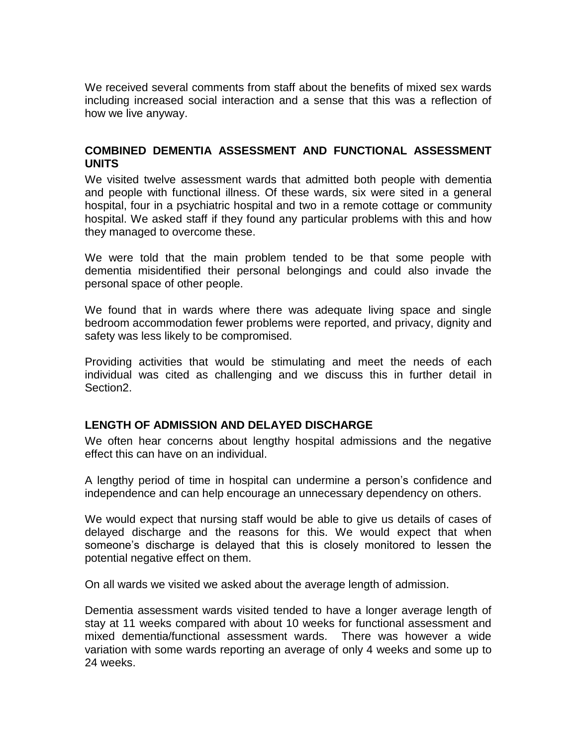We received several comments from staff about the benefits of mixed sex wards including increased social interaction and a sense that this was a reflection of how we live anyway.

## COMBINED DEMENTIA ASSESSMENT AND FUNCTIONAL ASSESSMENT UNITS

We visited twelve assessment wards that admitted both people with dementia and people with functional illness. Of these wards, six were sited in a general hospital, four in a psychiatric hospital and two in a remote cottage or community hospital. We asked staff if they found any particular problems with this and how they managed to overcome these.

We were told that the main problem tended to be that some people with dementia misidentified their personal belongings and could also invade the personal space of other people.

We found that in wards where there was adequate living space and single bedroom accommodation fewer problems were reported, and privacy, dignity and safety was less likely to be compromised.

Providing activities that would be stimulating and meet the needs of each individual was cited as challenging and we discuss this in further detail in Section2.

## LENGTH OF ADMISSION AND DELAYED DISCHARGE

We often hear concerns about lengthy hospital admissions and the negative effect this can have on an individual.

A lengthy period of time in hospital can undermine a person's confidence and independence and can help encourage an unnecessary dependency on others.

We would expect that nursing staff would be able to give us details of cases of delayed discharge and the reasons for this. We would expect that when someone's discharge is delayed that this is closely monitored to lessen the potential negative effect on them.

On all wards we visited we asked about the average length of admission.

Dementia assessment wards visited tended to have a longer average length of stay at 11 weeks compared with about 10 weeks for functional assessment and mixed dementia/functional assessment wards. There was however a wide variation with some wards reporting an average of only 4 weeks and some up to 24 weeks.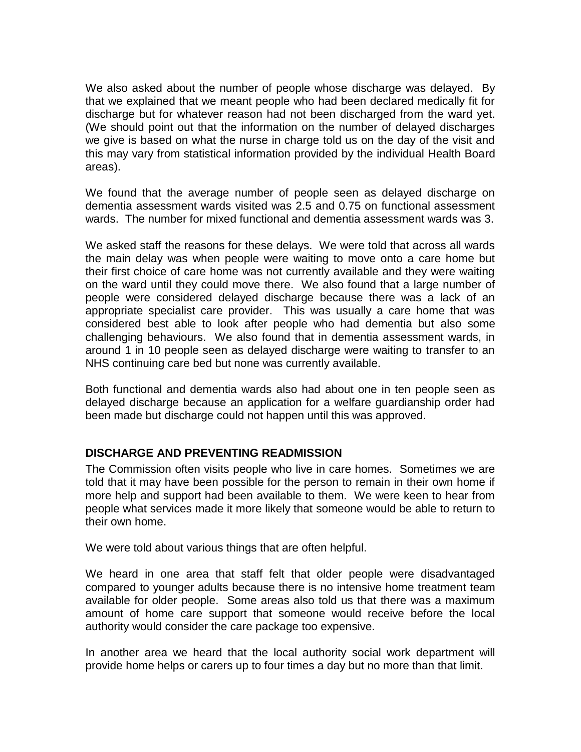We also asked about the number of people whose discharge was delayed. By that we explained that we meant people who had been declared medically fit for discharge but for whatever reason had not been discharged from the ward yet. (We should point out that the information on the number of delayed discharges we give is based on what the nurse in charge told us on the day of the visit and this may vary from statistical information provided by the individual Health Board areas).

We found that the average number of people seen as delayed discharge on dementia assessment wards visited was 2.5 and 0.75 on functional assessment wards. The number for mixed functional and dementia assessment wards was 3.

We asked staff the reasons for these delays. We were told that across all wards the main delay was when people were waiting to move onto a care home but their first choice of care home was not currently available and they were waiting on the ward until they could move there. We also found that a large number of people were considered delayed discharge because there was a lack of an appropriate specialist care provider. This was usually a care home that was considered best able to look after people who had dementia but also some challenging behaviours. We also found that in dementia assessment wards, in around 1 in 10 people seen as delayed discharge were waiting to transfer to an NHS continuing care bed but none was currently available.

Both functional and dementia wards also had about one in ten people seen as delayed discharge because an application for a welfare guardianship order had been made but discharge could not happen until this was approved.

## DISCHARGE AND PREVENTING READMISSION

The Commission often visits people who live in care homes. Sometimes we are told that it may have been possible for the person to remain in their own home if more help and support had been available to them. We were keen to hear from people what services made it more likely that someone would be able to return to their own home.

We were told about various things that are often helpful.

We heard in one area that staff felt that older people were disadvantaged compared to younger adults because there is no intensive home treatment team available for older people. Some areas also told us that there was a maximum amount of home care support that someone would receive before the local authority would consider the care package too expensive.

In another area we heard that the local authority social work department will provide home helps or carers up to four times a day but no more than that limit.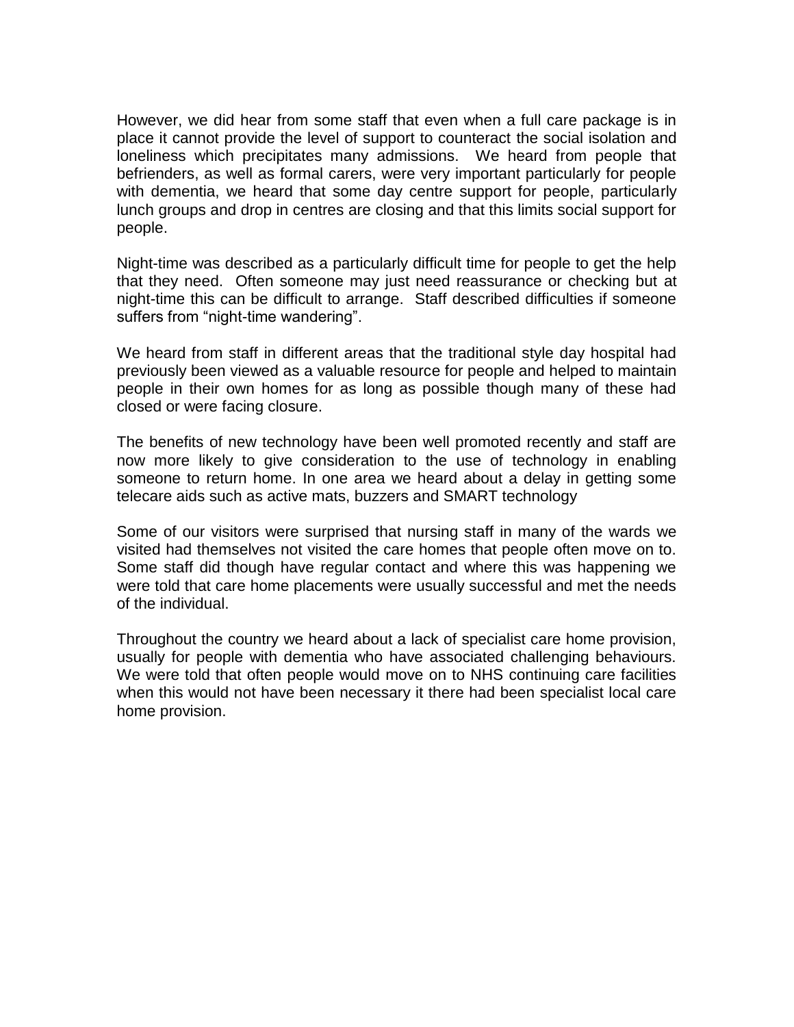However, we did hear from some staff that even when a full care package is in place it cannot provide the level of support to counteract the social isolation and loneliness which precipitates many admissions. We heard from people that befrienders, as well as formal carers, were very important particularly for people with dementia, we heard that some day centre support for people, particularly lunch groups and drop in centres are closing and that this limits social support for people.

Night-time was described as a particularly difficult time for people to get the help that they need. Often someone may just need reassurance or checking but at night-time this can be difficult to arrange. Staff described difficulties if someone suffers from "night-time wandering".

We heard from staff in different areas that the traditional style day hospital had previously been viewed as a valuable resource for people and helped to maintain people in their own homes for as long as possible though many of these had closed or were facing closure.

The benefits of new technology have been well promoted recently and staff are now more likely to give consideration to the use of technology in enabling someone to return home. In one area we heard about a delay in getting some telecare aids such as active mats, buzzers and SMART technology

Some of our visitors were surprised that nursing staff in many of the wards we visited had themselves not visited the care homes that people often move on to. Some staff did though have regular contact and where this was happening we were told that care home placements were usually successful and met the needs of the individual.

Throughout the country we heard about a lack of specialist care home provision, usually for people with dementia who have associated challenging behaviours. We were told that often people would move on to NHS continuing care facilities when this would not have been necessary it there had been specialist local care home provision.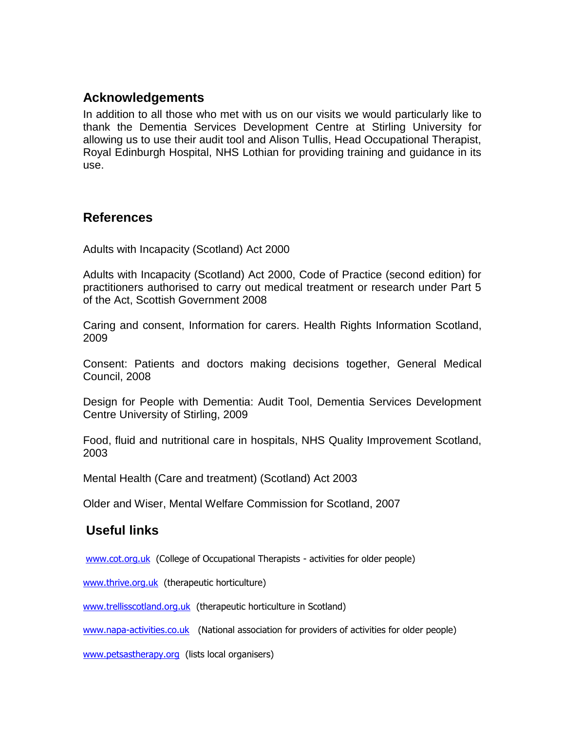## Acknowledgements

In addition to all those who met with us on our visits we would particularly like to thank the Dementia Services Development Centre at Stirling University for allowing us to use their audit tool and Alison Tullis, Head Occupational Therapist, Royal Edinburgh Hospital, NHS Lothian for providing training and guidance in its use.

## References

Adults with Incapacity (Scotland) Act 2000

Adults with Incapacity (Scotland) Act 2000, Code of Practice (second edition) for practitioners authorised to carry out medical treatment or research under Part 5 of the Act, Scottish Government 2008

Caring and consent, Information for carers. Health Rights Information Scotland, 2009

Consent: Patients and doctors making decisions together, General Medical Council, 2008

Design for People with Dementia: Audit Tool, Dementia Services Development Centre University of Stirling, 2009

Food, fluid and nutritional care in hospitals, NHS Quality Improvement Scotland, 2003

Mental Health (Care and treatment) (Scotland) Act 2003

Older and Wiser, Mental Welfare Commission for Scotland, 2007

## Useful links

www.cot.org.uk (College of Occupational Therapists - activities for older people)

www.thrive.org.uk (therapeutic horticulture)

www.trellisscotland.org.uk (therapeutic horticulture in Scotland)

www.napa-activities.co.uk (National association for providers of activities for older people)

www.petsastherapy.org (lists local organisers)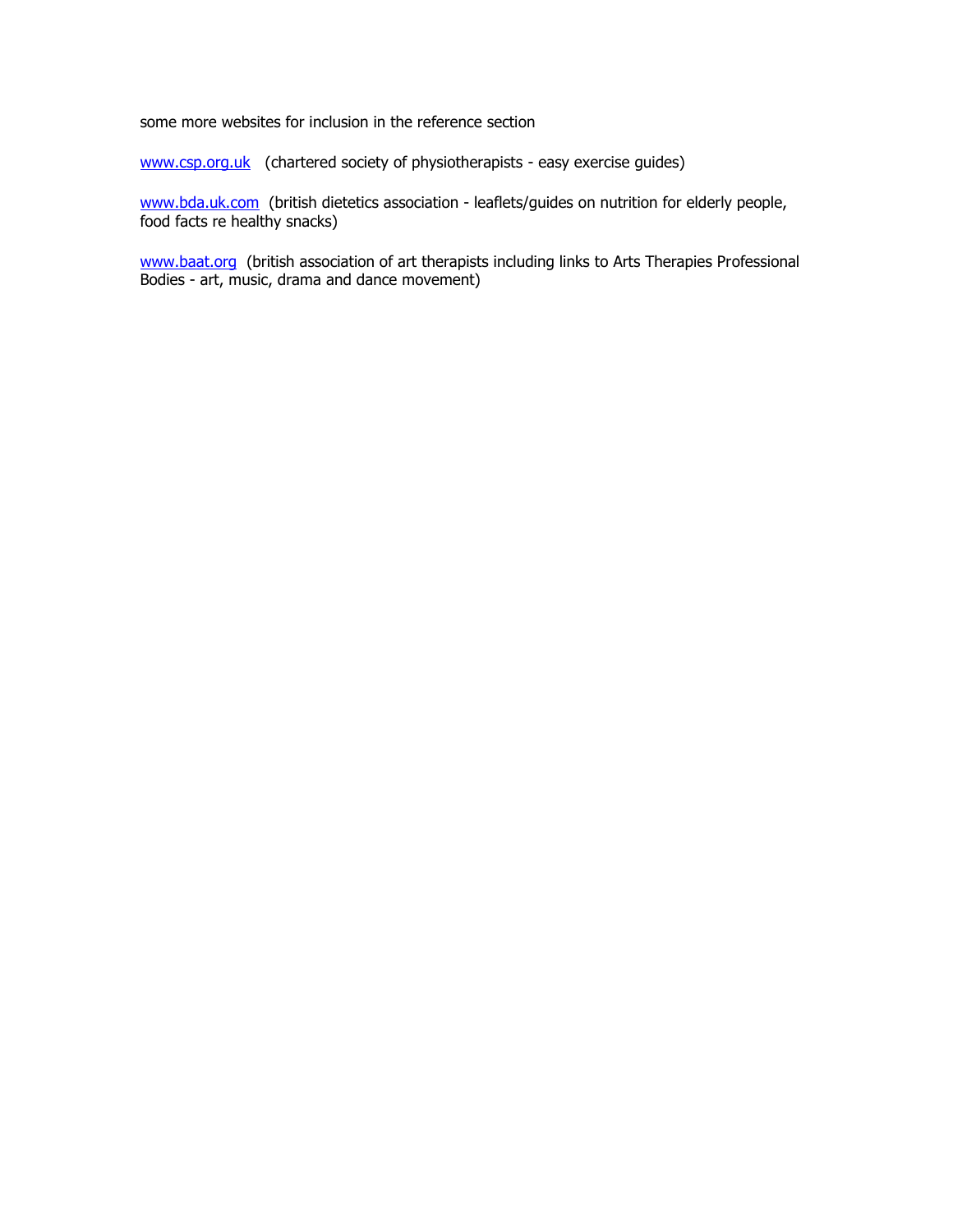some more websites for inclusion in the reference section

www.csp.org.uk   (chartered society of physiotherapists - easy exercise guides)

www.bda.uk.com  (british dietetics association - leaflets/guides on nutrition for elderly people, food facts re healthy snacks)

www.baat.org  (british association of art therapists including links to Arts Therapies Professional Bodies - art, music, drama and dance movement)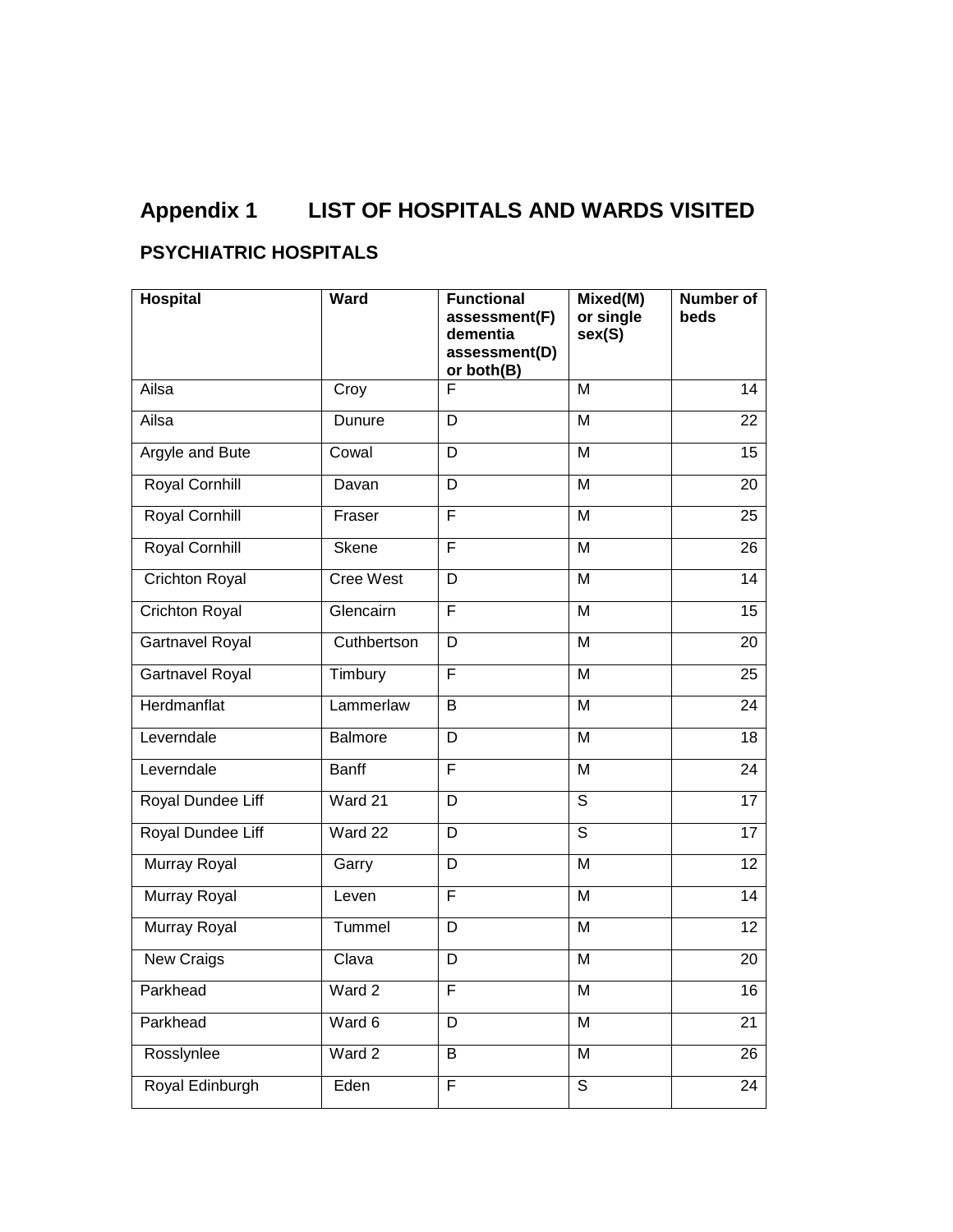# Appendix 1 LIST OF HOSPITALS AND WARDS VISITED

## PSYCHIATRIC HOSPITALS

| Hospital | Ward | Functional assessment(F) dementia assessment(D) or both(B) | Mixed(M) or single sex(S) | Number of beds |
|---|---|---|---|---|
| Ailsa | Croy | F | M | 14 |
| Ailsa | Dunure | D | M | 22 |
| Argyle and Bute | Cowal | D | M | 15 |
| Royal Cornhill | Davan | D | M | 20 |
| Royal Cornhill | Fraser | F | M | 25 |
| Royal Cornhill | Skene | F | M | 26 |
| Crichton Royal | Cree West | D | M | 14 |
| Crichton Royal | Glencairn | F | M | 15 |
| Gartnavel Royal | Cuthbertson | D | M | 20 |
| Gartnavel Royal | Timbury | F | M | 25 |
| Herdmanflat | Lammerlaw | B | M | 24 |
| Leverndale | Balmore | D | M | 18 |
| Leverndale | Banff | F | M | 24 |
| Royal Dundee Liff | Ward 21 | D | S | 17 |
| Royal Dundee Liff | Ward 22 | D | S | 17 |
| Murray Royal | Garry | D | M | 12 |
| Murray Royal | Leven | F | M | 14 |
| Murray Royal | Tummel | D | M | 12 |
| New Craigs | Clava | D | M | 20 |
| Parkhead | Ward 2 | F | M | 16 |
| Parkhead | Ward 6 | D | M | 21 |
| Rosslynlee | Ward 2 | B | M | 26 |
| Royal Edinburgh | Eden | F | S | 24 |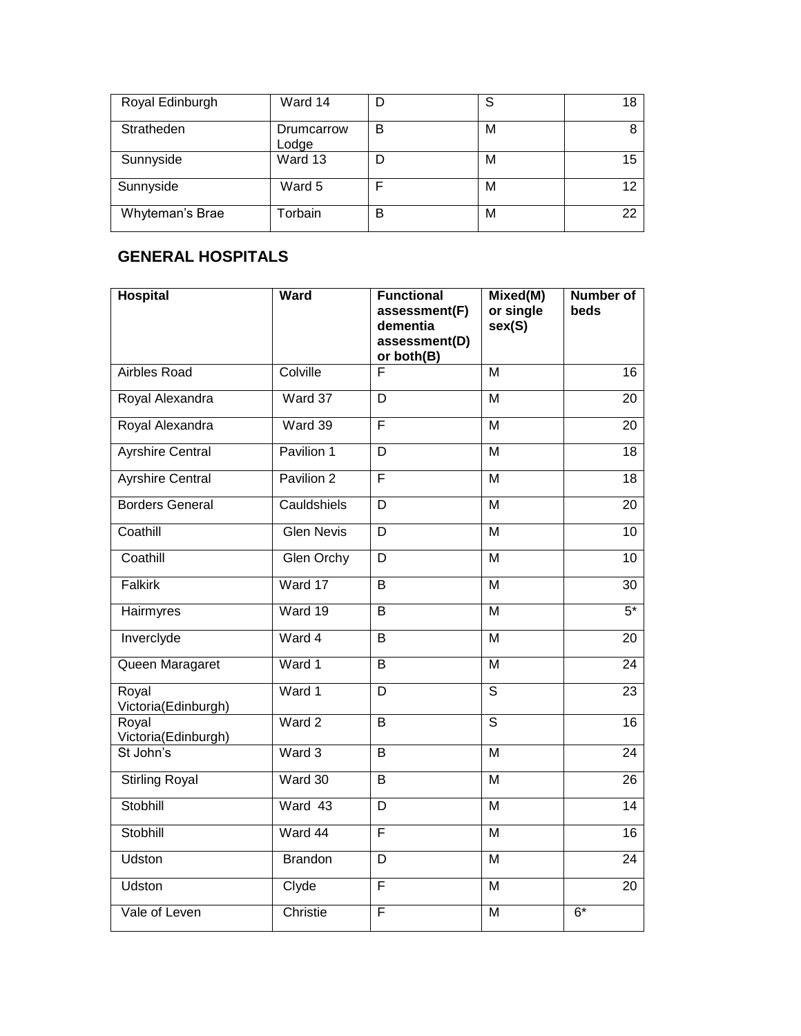| Royal Edinburgh | Ward 14 | D | S | 18 |
|---|---|---|---|---|
| Stratheden | Drumcarrow Lodge | B | M | 8 |
| Sunnyside | Ward 13 | D | M | 15 |
| Sunnyside | Ward 5 | F | M | 12 |
| Whyteman's Brae | Torbain | B | M | 22 |

## GENERAL HOSPITALS

| Hospital | Ward | Functional assessment(F) dementia assessment(D) or both(B) | Mixed(M) or single sex(S) | Number of beds |
|---|---|---|---|---|
| Airbles Road | Colville | F | M | 16 |
| Royal Alexandra | Ward 37 | D | M | 20 |
| Royal Alexandra | Ward 39 | F | M | 20 |
| Ayrshire Central | Pavilion 1 | D | M | 18 |
| Ayrshire Central | Pavilion 2 | F | M | 18 |
| Borders General | Cauldshiels | D | M | 20 |
| Coathill | Glen Nevis | D | M | 10 |
| Coathill | Glen Orchy | D | M | 10 |
| Falkirk | Ward 17 | B | M | 30 |
| Hairmyres | Ward 19 | B | M | 5* |
| Inverclyde | Ward 4 | B | M | 20 |
| Queen Maragaret | Ward 1 | B | M | 24 |
| Royal Victoria(Edinburgh) | Ward 1 | D | S | 23 |
| Royal Victoria(Edinburgh) | Ward 2 | B | S | 16 |
| St John's | Ward 3 | B | M | 24 |
| Stirling Royal | Ward 30 | B | M | 26 |
| Stobhill | Ward 43 | D | M | 14 |
| Stobhill | Ward 44 | F | M | 16 |
| Udston | Brandon | D | M | 24 |
| Udston | Clyde | F | M | 20 |
| Vale of Leven | Christie | F | M | 6* |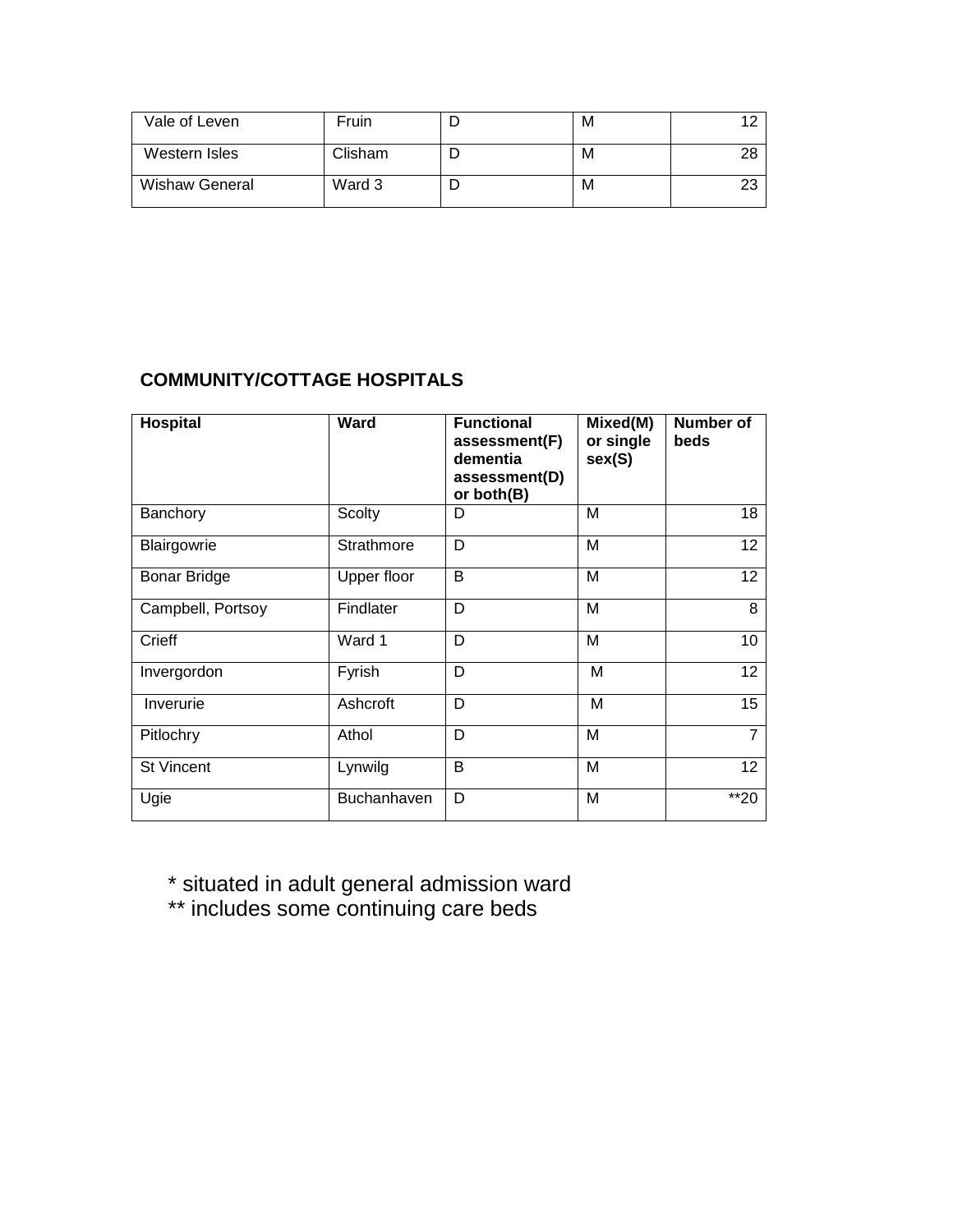| | | | | |
|---|---|---|---|---|
| Vale of Leven | Fruin | D | M | 12 |
| Western Isles | Clisham | D | M | 28 |
| Wishaw General | Ward 3 | D | M | 23 |

**COMMUNITY/COTTAGE HOSPITALS**

| Hospital | Ward | Functional assessment(F) dementia assessment(D) or both(B) | Mixed(M) or single sex(S) | Number of beds |
|---|---|---|---|---|
| Banchory | Scolty | D | M | 18 |
| Blairgowrie | Strathmore | D | M | 12 |
| Bonar Bridge | Upper floor | B | M | 12 |
| Campbell, Portsoy | Findlater | D | M | 8 |
| Crieff | Ward 1 | D | M | 10 |
| Invergordon | Fyrish | D | M | 12 |
| Inverurie | Ashcroft | D | M | 15 |
| Pitlochry | Athol | D | M | 7 |
| St Vincent | Lynwilg | B | M | 12 |
| Ugie | Buchanhaven | D | M | **20 |

* situated in adult general admission ward

** includes some continuing care beds